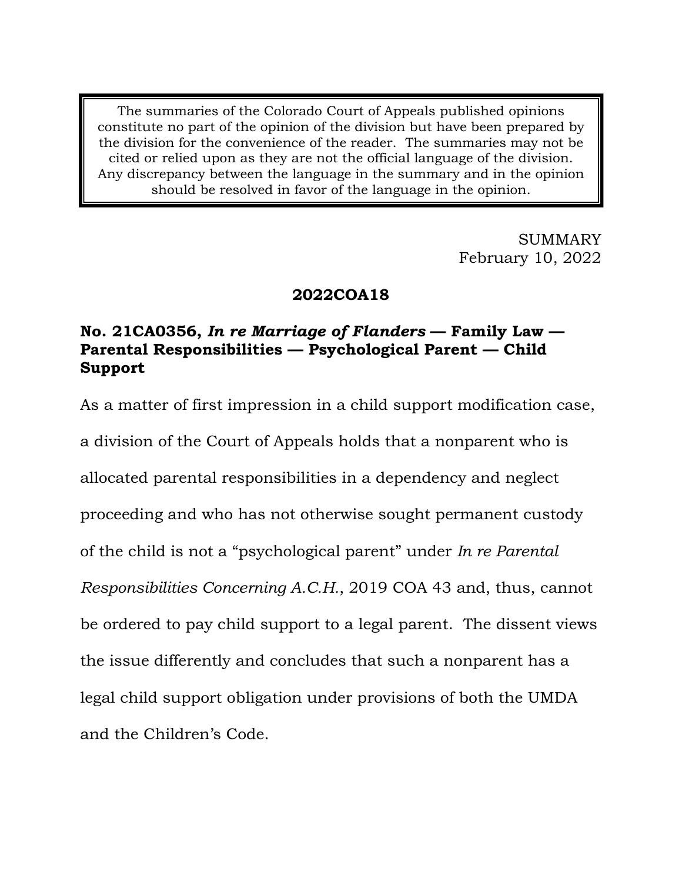> The summaries of the Colorado Court of Appeals published opinions constitute no part of the opinion of the division but have been prepared by the division for the convenience of the reader. The summaries may not be cited or relied upon as they are not the official language of the division. Any discrepancy between the language in the summary and in the opinion should be resolved in favor of the language in the opinion.

SUMMARY
February 10, 2022

**2022COA18**

**No. 21CA0356, *In re Marriage of Flanders* — Family Law — Parental Responsibilities — Psychological Parent — Child Support**

As a matter of first impression in a child support modification case, a division of the Court of Appeals holds that a nonparent who is allocated parental responsibilities in a dependency and neglect proceeding and who has not otherwise sought permanent custody of the child is not a "psychological parent" under *In re Parental Responsibilities Concerning A.C.H.*, 2019 COA 43 and, thus, cannot be ordered to pay child support to a legal parent. The dissent views the issue differently and concludes that such a nonparent has a legal child support obligation under provisions of both the UMDA and the Children's Code.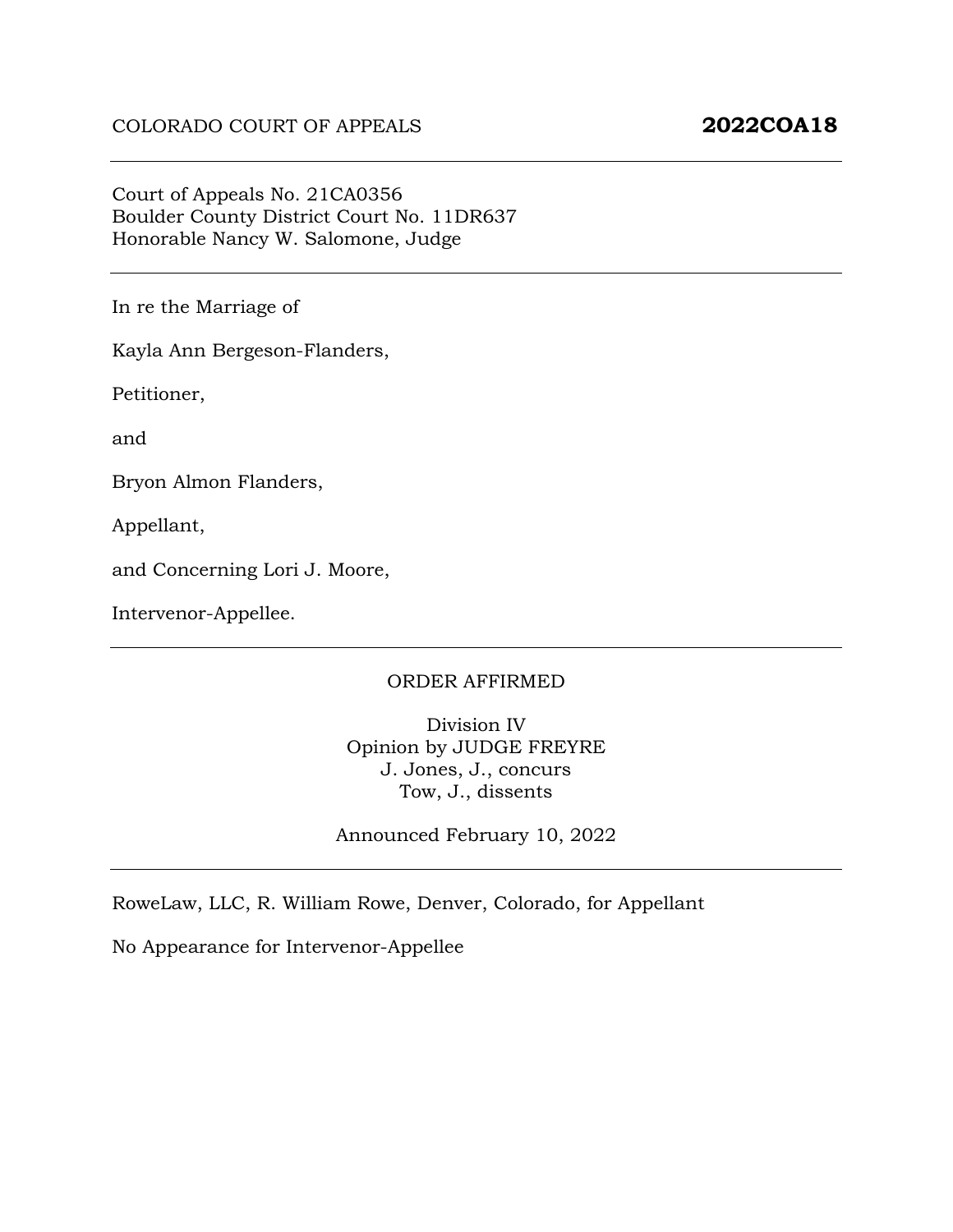COLORADO COURT OF APPEALS **2022COA18**

---

Court of Appeals No. 21CA0356
Boulder County District Court No. 11DR637
Honorable Nancy W. Salomone, Judge

---

In re the Marriage of

Kayla Ann Bergeson-Flanders,

Petitioner,

and

Bryon Almon Flanders,

Appellant,

and Concerning Lori J. Moore,

Intervenor-Appellee.

---

ORDER AFFIRMED

Division IV
Opinion by JUDGE FREYRE
J. Jones, J., concurs
Tow, J., dissents

Announced February 10, 2022

---

RoweLaw, LLC, R. William Rowe, Denver, Colorado, for Appellant

No Appearance for Intervenor-Appellee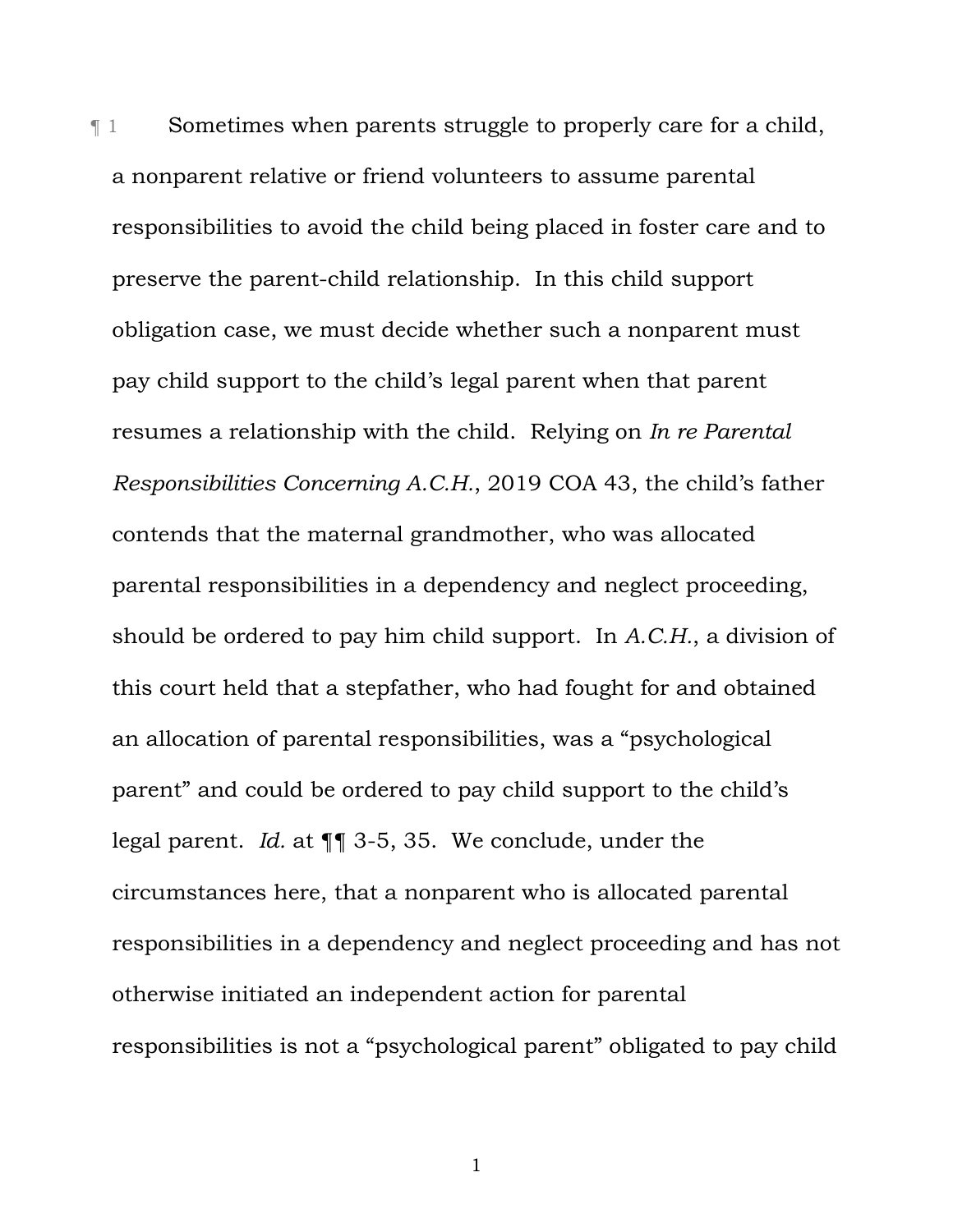¶ 1 Sometimes when parents struggle to properly care for a child, a nonparent relative or friend volunteers to assume parental responsibilities to avoid the child being placed in foster care and to preserve the parent-child relationship. In this child support obligation case, we must decide whether such a nonparent must pay child support to the child's legal parent when that parent resumes a relationship with the child. Relying on *In re Parental Responsibilities Concerning A.C.H.*, 2019 COA 43, the child's father contends that the maternal grandmother, who was allocated parental responsibilities in a dependency and neglect proceeding, should be ordered to pay him child support. In *A.C.H.*, a division of this court held that a stepfather, who had fought for and obtained an allocation of parental responsibilities, was a "psychological parent" and could be ordered to pay child support to the child's legal parent. *Id.* at ¶¶ 3-5, 35. We conclude, under the circumstances here, that a nonparent who is allocated parental responsibilities in a dependency and neglect proceeding and has not otherwise initiated an independent action for parental responsibilities is not a "psychological parent" obligated to pay child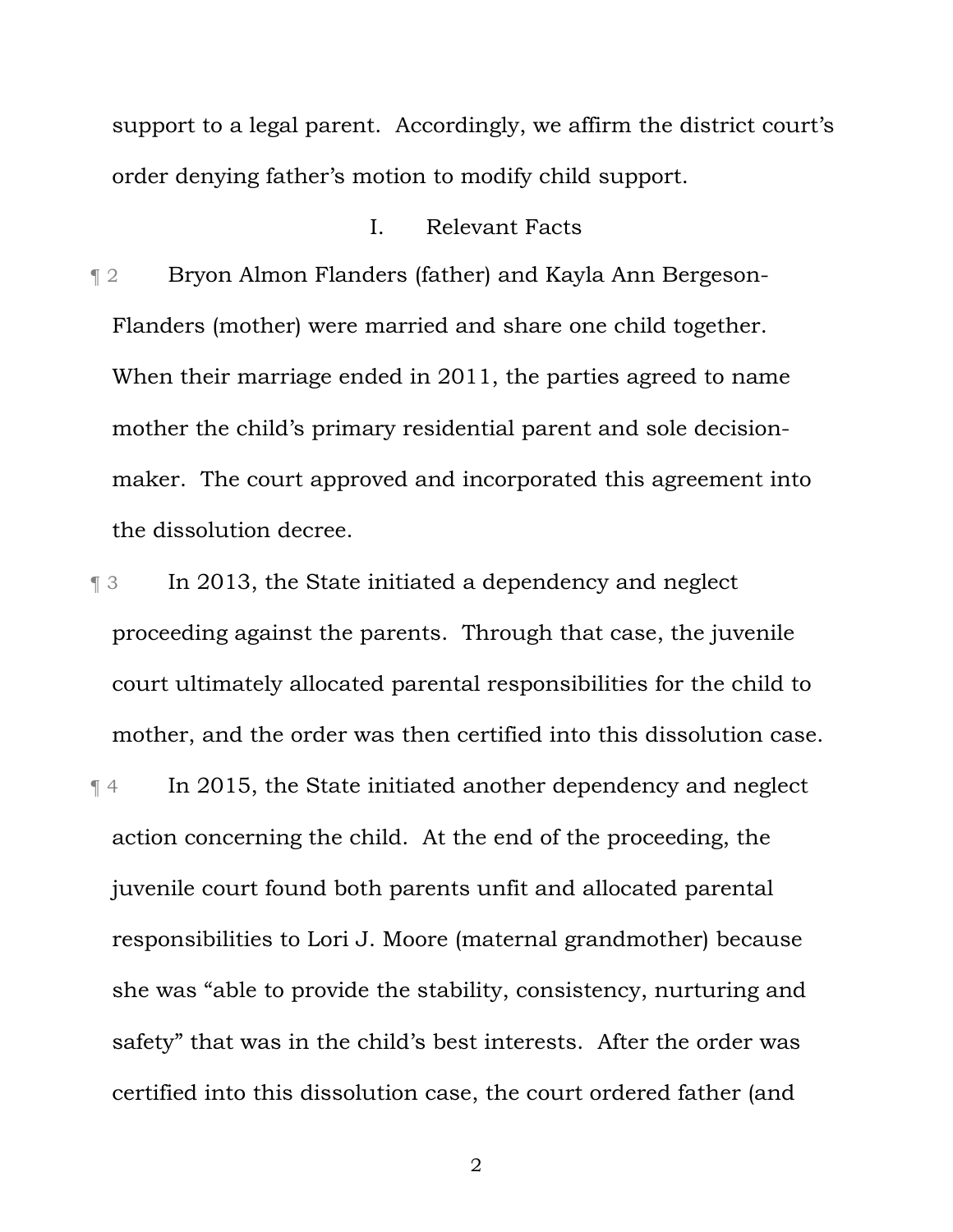support to a legal parent. Accordingly, we affirm the district court's order denying father's motion to modify child support.

## I. Relevant Facts

¶ 2 Bryon Almon Flanders (father) and Kayla Ann Bergeson-Flanders (mother) were married and share one child together. When their marriage ended in 2011, the parties agreed to name mother the child's primary residential parent and sole decision-maker. The court approved and incorporated this agreement into the dissolution decree.

¶ 3 In 2013, the State initiated a dependency and neglect proceeding against the parents. Through that case, the juvenile court ultimately allocated parental responsibilities for the child to mother, and the order was then certified into this dissolution case.

¶ 4 In 2015, the State initiated another dependency and neglect action concerning the child. At the end of the proceeding, the juvenile court found both parents unfit and allocated parental responsibilities to Lori J. Moore (maternal grandmother) because she was "able to provide the stability, consistency, nurturing and safety" that was in the child's best interests. After the order was certified into this dissolution case, the court ordered father (and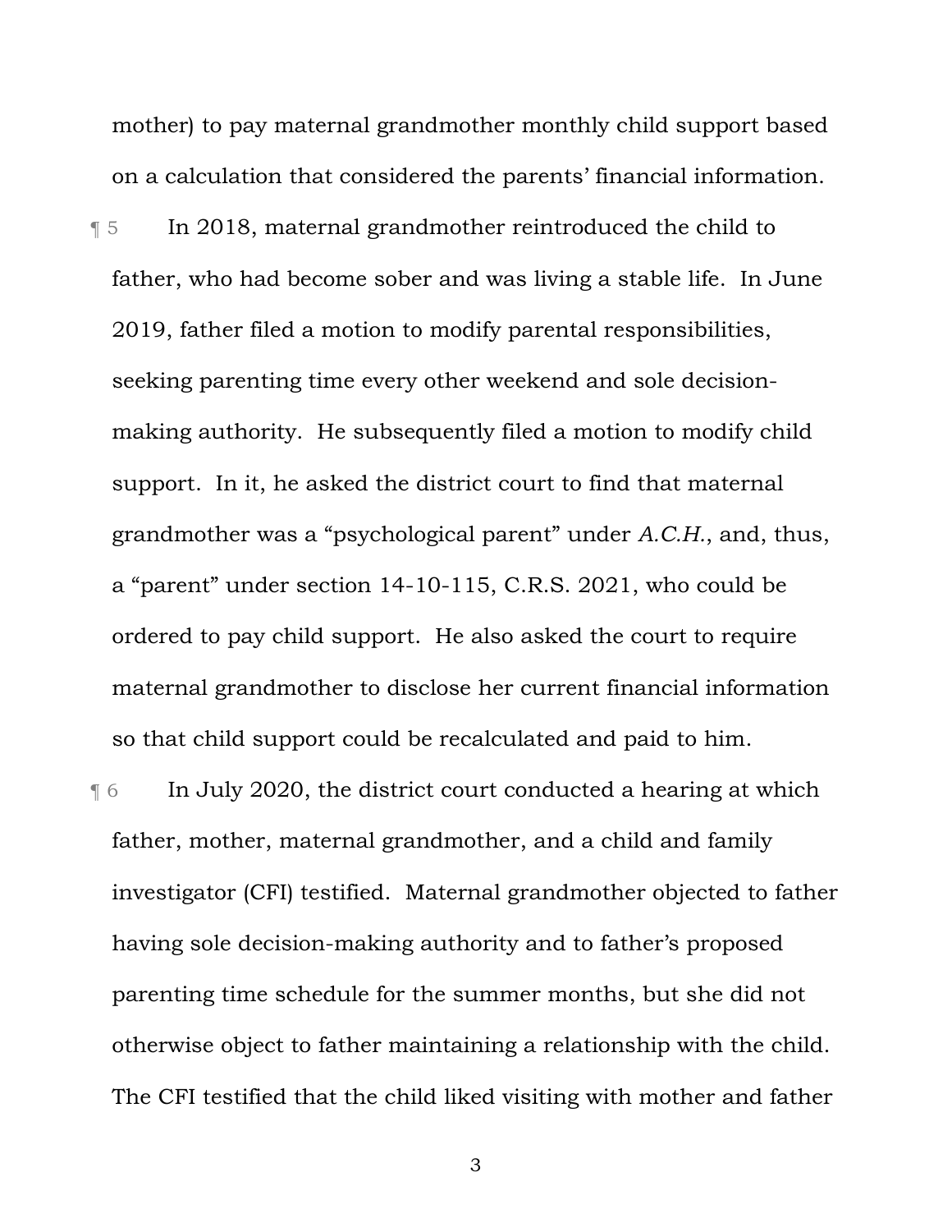mother) to pay maternal grandmother monthly child support based on a calculation that considered the parents' financial information.

¶ 5 In 2018, maternal grandmother reintroduced the child to father, who had become sober and was living a stable life. In June 2019, father filed a motion to modify parental responsibilities, seeking parenting time every other weekend and sole decision-making authority. He subsequently filed a motion to modify child support. In it, he asked the district court to find that maternal grandmother was a "psychological parent" under *A.C.H.*, and, thus, a "parent" under section 14-10-115, C.R.S. 2021, who could be ordered to pay child support. He also asked the court to require maternal grandmother to disclose her current financial information so that child support could be recalculated and paid to him.

¶ 6 In July 2020, the district court conducted a hearing at which father, mother, maternal grandmother, and a child and family investigator (CFI) testified. Maternal grandmother objected to father having sole decision-making authority and to father's proposed parenting time schedule for the summer months, but she did not otherwise object to father maintaining a relationship with the child. The CFI testified that the child liked visiting with mother and father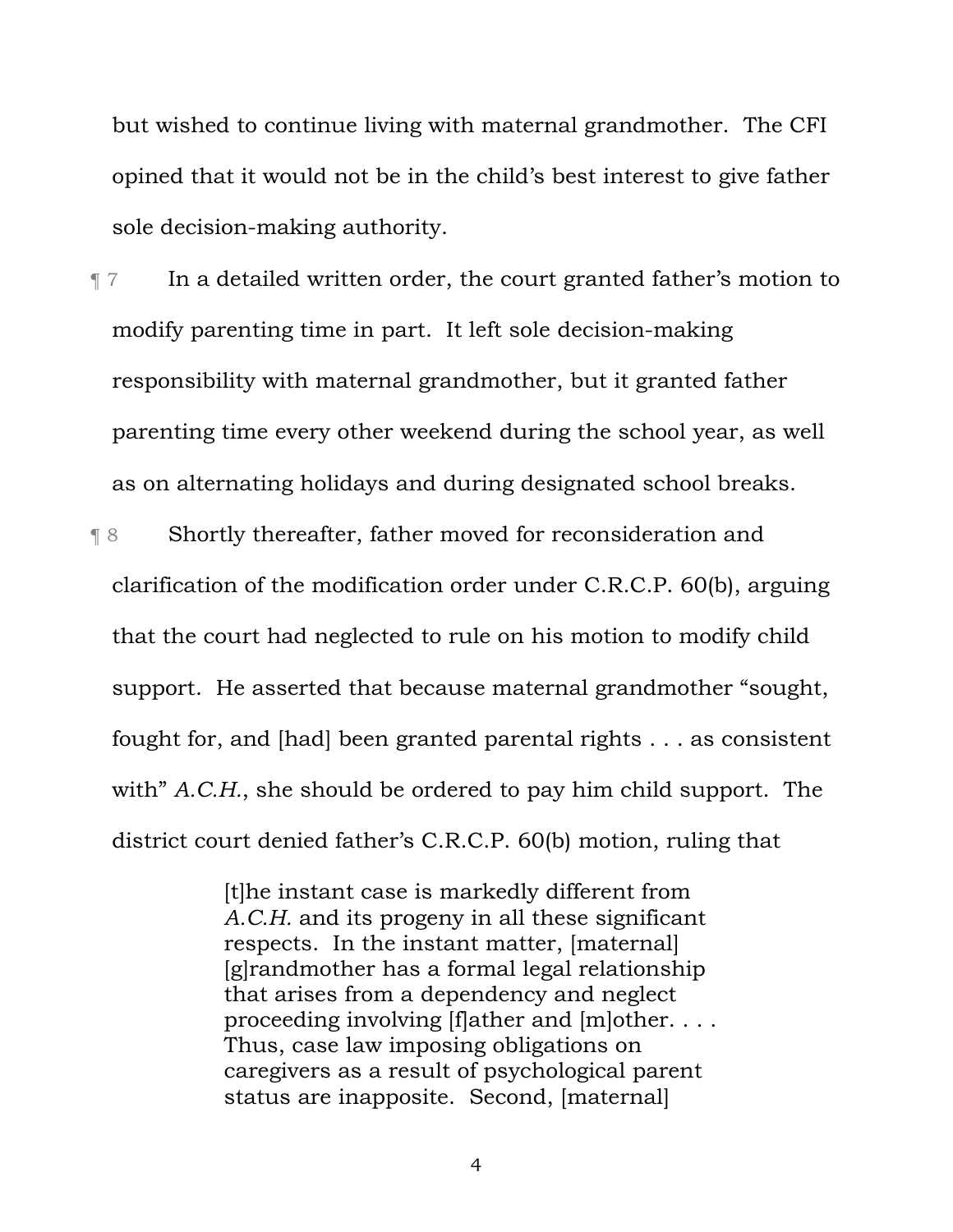but wished to continue living with maternal grandmother. The CFI opined that it would not be in the child's best interest to give father sole decision-making authority.

¶ 7 In a detailed written order, the court granted father's motion to modify parenting time in part. It left sole decision-making responsibility with maternal grandmother, but it granted father parenting time every other weekend during the school year, as well as on alternating holidays and during designated school breaks.

¶ 8 Shortly thereafter, father moved for reconsideration and clarification of the modification order under C.R.C.P. 60(b), arguing that the court had neglected to rule on his motion to modify child support. He asserted that because maternal grandmother "sought, fought for, and [had] been granted parental rights . . . as consistent with" *A.C.H.*, she should be ordered to pay him child support. The district court denied father's C.R.C.P. 60(b) motion, ruling that

> [t]he instant case is markedly different from *A.C.H.* and its progeny in all these significant respects. In the instant matter, [maternal] [g]randmother has a formal legal relationship that arises from a dependency and neglect proceeding involving [f]ather and [m]other. . . . Thus, case law imposing obligations on caregivers as a result of psychological parent status are inapposite. Second, [maternal]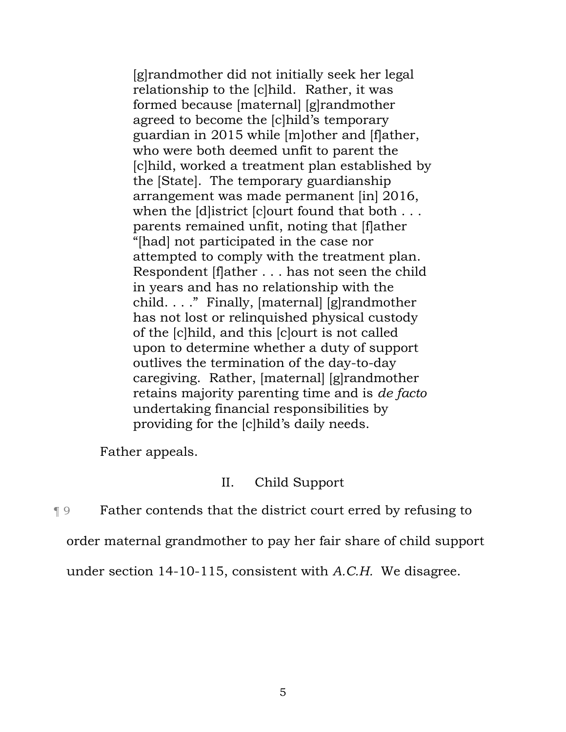> [g]randmother did not initially seek her legal relationship to the [c]hild. Rather, it was formed because [maternal] [g]randmother agreed to become the [c]hild's temporary guardian in 2015 while [m]other and [f]ather, who were both deemed unfit to parent the [c]hild, worked a treatment plan established by the [State]. The temporary guardianship arrangement was made permanent [in] 2016, when the [d]istrict [c]ourt found that both . . . parents remained unfit, noting that [f]ather "[had] not participated in the case nor attempted to comply with the treatment plan. Respondent [f]ather . . . has not seen the child in years and has no relationship with the child. . . ." Finally, [maternal] [g]randmother has not lost or relinquished physical custody of the [c]hild, and this [c]ourt is not called upon to determine whether a duty of support outlives the termination of the day-to-day caregiving. Rather, [maternal] [g]randmother retains majority parenting time and is *de facto* undertaking financial responsibilities by providing for the [c]hild's daily needs.

Father appeals.

## II. Child Support

¶ 9 Father contends that the district court erred by refusing to order maternal grandmother to pay her fair share of child support under section 14-10-115, consistent with *A.C.H.* We disagree.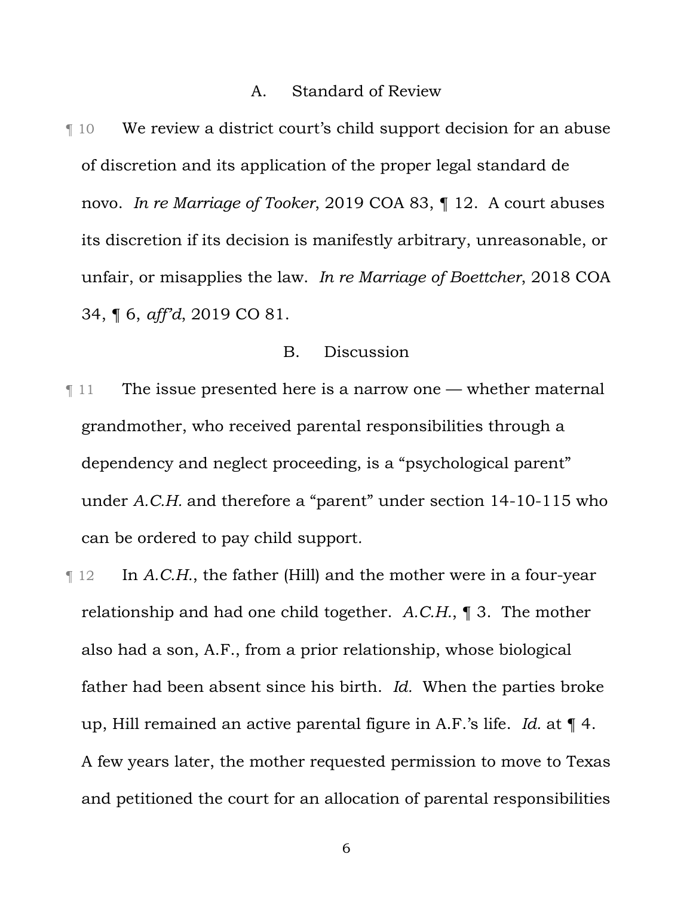### A. Standard of Review

¶ 10 We review a district court's child support decision for an abuse of discretion and its application of the proper legal standard de novo. *In re Marriage of Tooker*, 2019 COA 83, ¶ 12. A court abuses its discretion if its decision is manifestly arbitrary, unreasonable, or unfair, or misapplies the law. *In re Marriage of Boettcher*, 2018 COA 34, ¶ 6, *aff'd*, 2019 CO 81.

### B. Discussion

¶ 11 The issue presented here is a narrow one — whether maternal grandmother, who received parental responsibilities through a dependency and neglect proceeding, is a "psychological parent" under *A.C.H.* and therefore a "parent" under section 14-10-115 who can be ordered to pay child support.

¶ 12 In *A.C.H.*, the father (Hill) and the mother were in a four-year relationship and had one child together. *A.C.H.*, ¶ 3. The mother also had a son, A.F., from a prior relationship, whose biological father had been absent since his birth. *Id.* When the parties broke up, Hill remained an active parental figure in A.F.'s life. *Id.* at ¶ 4. A few years later, the mother requested permission to move to Texas and petitioned the court for an allocation of parental responsibilities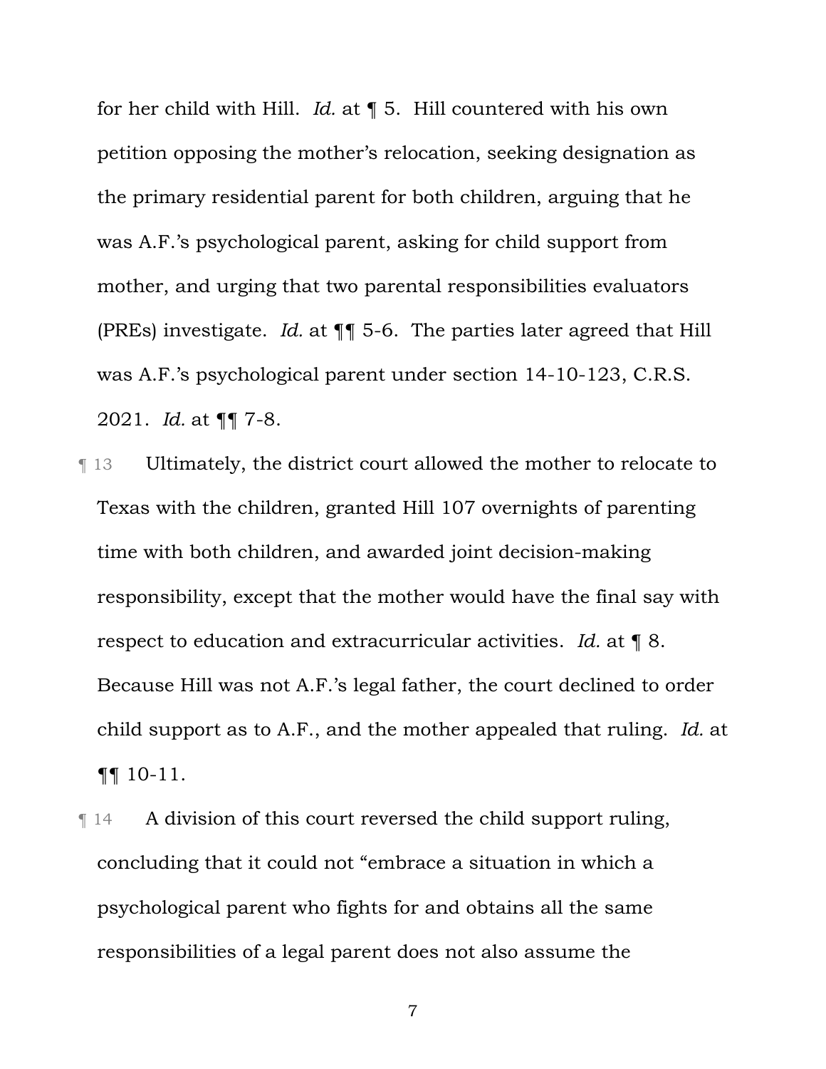for her child with Hill. *Id.* at ¶ 5. Hill countered with his own petition opposing the mother's relocation, seeking designation as the primary residential parent for both children, arguing that he was A.F.'s psychological parent, asking for child support from mother, and urging that two parental responsibilities evaluators (PREs) investigate. *Id.* at ¶¶ 5-6. The parties later agreed that Hill was A.F.'s psychological parent under section 14-10-123, C.R.S. 2021. *Id.* at ¶¶ 7-8.

¶ 13 Ultimately, the district court allowed the mother to relocate to Texas with the children, granted Hill 107 overnights of parenting time with both children, and awarded joint decision-making responsibility, except that the mother would have the final say with respect to education and extracurricular activities. *Id.* at ¶ 8. Because Hill was not A.F.'s legal father, the court declined to order child support as to A.F., and the mother appealed that ruling. *Id.* at ¶¶ 10-11.

¶ 14 A division of this court reversed the child support ruling, concluding that it could not "embrace a situation in which a psychological parent who fights for and obtains all the same responsibilities of a legal parent does not also assume the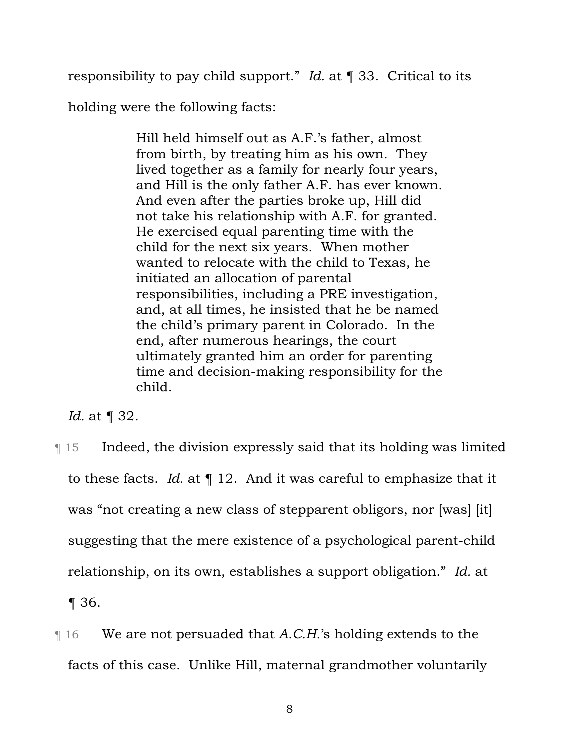responsibility to pay child support." *Id.* at ¶ 33. Critical to its holding were the following facts:

> Hill held himself out as A.F.'s father, almost from birth, by treating him as his own. They lived together as a family for nearly four years, and Hill is the only father A.F. has ever known. And even after the parties broke up, Hill did not take his relationship with A.F. for granted. He exercised equal parenting time with the child for the next six years. When mother wanted to relocate with the child to Texas, he initiated an allocation of parental responsibilities, including a PRE investigation, and, at all times, he insisted that he be named the child's primary parent in Colorado. In the end, after numerous hearings, the court ultimately granted him an order for parenting time and decision-making responsibility for the child.

*Id.* at ¶ 32.

¶ 15 Indeed, the division expressly said that its holding was limited to these facts. *Id.* at ¶ 12. And it was careful to emphasize that it was "not creating a new class of stepparent obligors, nor [was] [it] suggesting that the mere existence of a psychological parent-child relationship, on its own, establishes a support obligation." *Id.* at ¶ 36.

¶ 16 We are not persuaded that *A.C.H.*'s holding extends to the facts of this case. Unlike Hill, maternal grandmother voluntarily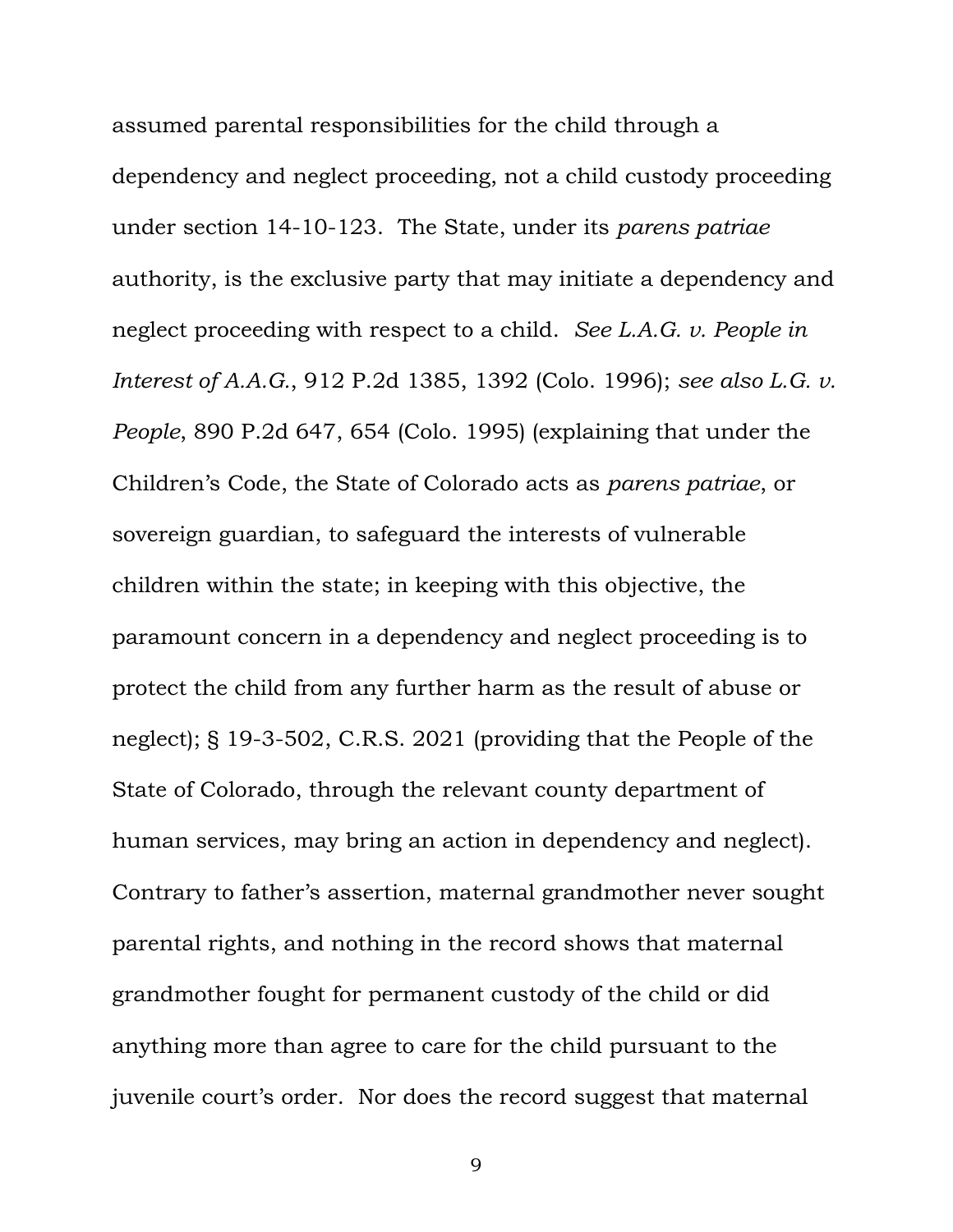assumed parental responsibilities for the child through a dependency and neglect proceeding, not a child custody proceeding under section 14-10-123. The State, under its *parens patriae* authority, is the exclusive party that may initiate a dependency and neglect proceeding with respect to a child. *See L.A.G. v. People in Interest of A.A.G.*, 912 P.2d 1385, 1392 (Colo. 1996); *see also L.G. v. People*, 890 P.2d 647, 654 (Colo. 1995) (explaining that under the Children's Code, the State of Colorado acts as *parens patriae*, or sovereign guardian, to safeguard the interests of vulnerable children within the state; in keeping with this objective, the paramount concern in a dependency and neglect proceeding is to protect the child from any further harm as the result of abuse or neglect); § 19-3-502, C.R.S. 2021 (providing that the People of the State of Colorado, through the relevant county department of human services, may bring an action in dependency and neglect). Contrary to father's assertion, maternal grandmother never sought parental rights, and nothing in the record shows that maternal grandmother fought for permanent custody of the child or did anything more than agree to care for the child pursuant to the juvenile court's order. Nor does the record suggest that maternal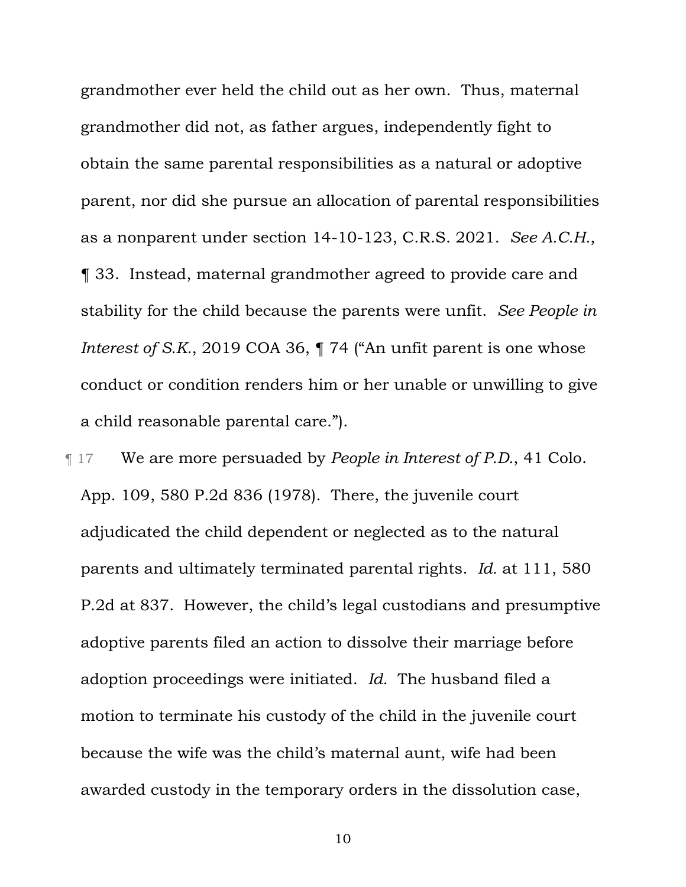grandmother ever held the child out as her own. Thus, maternal grandmother did not, as father argues, independently fight to obtain the same parental responsibilities as a natural or adoptive parent, nor did she pursue an allocation of parental responsibilities as a nonparent under section 14-10-123, C.R.S. 2021. *See A.C.H.*, ¶ 33. Instead, maternal grandmother agreed to provide care and stability for the child because the parents were unfit. *See People in Interest of S.K.*, 2019 COA 36, ¶ 74 ("An unfit parent is one whose conduct or condition renders him or her unable or unwilling to give a child reasonable parental care.").

¶ 17 We are more persuaded by *People in Interest of P.D.*, 41 Colo. App. 109, 580 P.2d 836 (1978). There, the juvenile court adjudicated the child dependent or neglected as to the natural parents and ultimately terminated parental rights. *Id.* at 111, 580 P.2d at 837. However, the child's legal custodians and presumptive adoptive parents filed an action to dissolve their marriage before adoption proceedings were initiated. *Id.* The husband filed a motion to terminate his custody of the child in the juvenile court because the wife was the child's maternal aunt, wife had been awarded custody in the temporary orders in the dissolution case,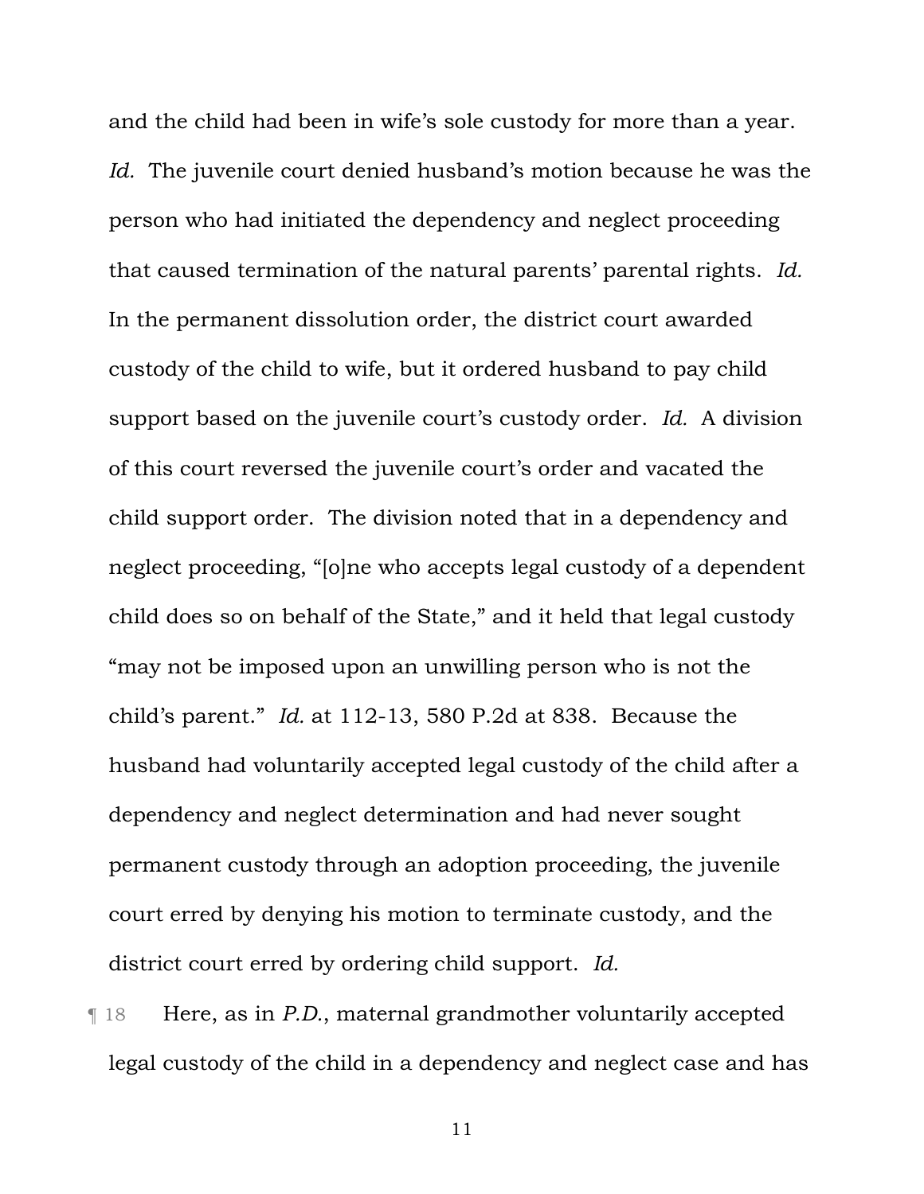and the child had been in wife's sole custody for more than a year. *Id.* The juvenile court denied husband's motion because he was the person who had initiated the dependency and neglect proceeding that caused termination of the natural parents' parental rights. *Id.* In the permanent dissolution order, the district court awarded custody of the child to wife, but it ordered husband to pay child support based on the juvenile court's custody order. *Id.* A division of this court reversed the juvenile court's order and vacated the child support order. The division noted that in a dependency and neglect proceeding, "[o]ne who accepts legal custody of a dependent child does so on behalf of the State," and it held that legal custody "may not be imposed upon an unwilling person who is not the child's parent." *Id.* at 112-13, 580 P.2d at 838. Because the husband had voluntarily accepted legal custody of the child after a dependency and neglect determination and had never sought permanent custody through an adoption proceeding, the juvenile court erred by denying his motion to terminate custody, and the district court erred by ordering child support. *Id.*

¶ 18 Here, as in *P.D.*, maternal grandmother voluntarily accepted legal custody of the child in a dependency and neglect case and has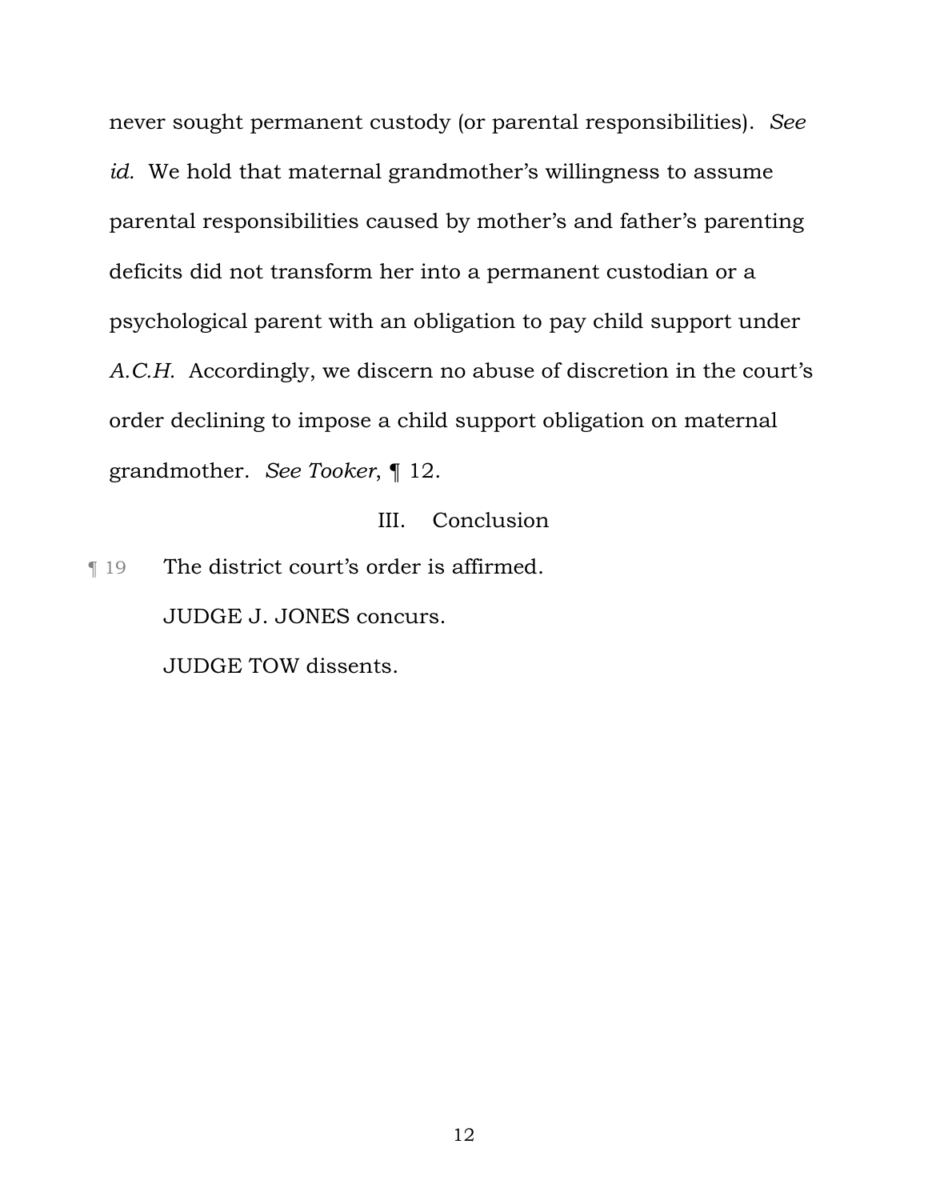never sought permanent custody (or parental responsibilities). *See id.* We hold that maternal grandmother's willingness to assume parental responsibilities caused by mother's and father's parenting deficits did not transform her into a permanent custodian or a psychological parent with an obligation to pay child support under *A.C.H.* Accordingly, we discern no abuse of discretion in the court's order declining to impose a child support obligation on maternal grandmother. *See Tooker*, ¶ 12.

## III. Conclusion

¶ 19 The district court's order is affirmed.

JUDGE J. JONES concurs.

JUDGE TOW dissents.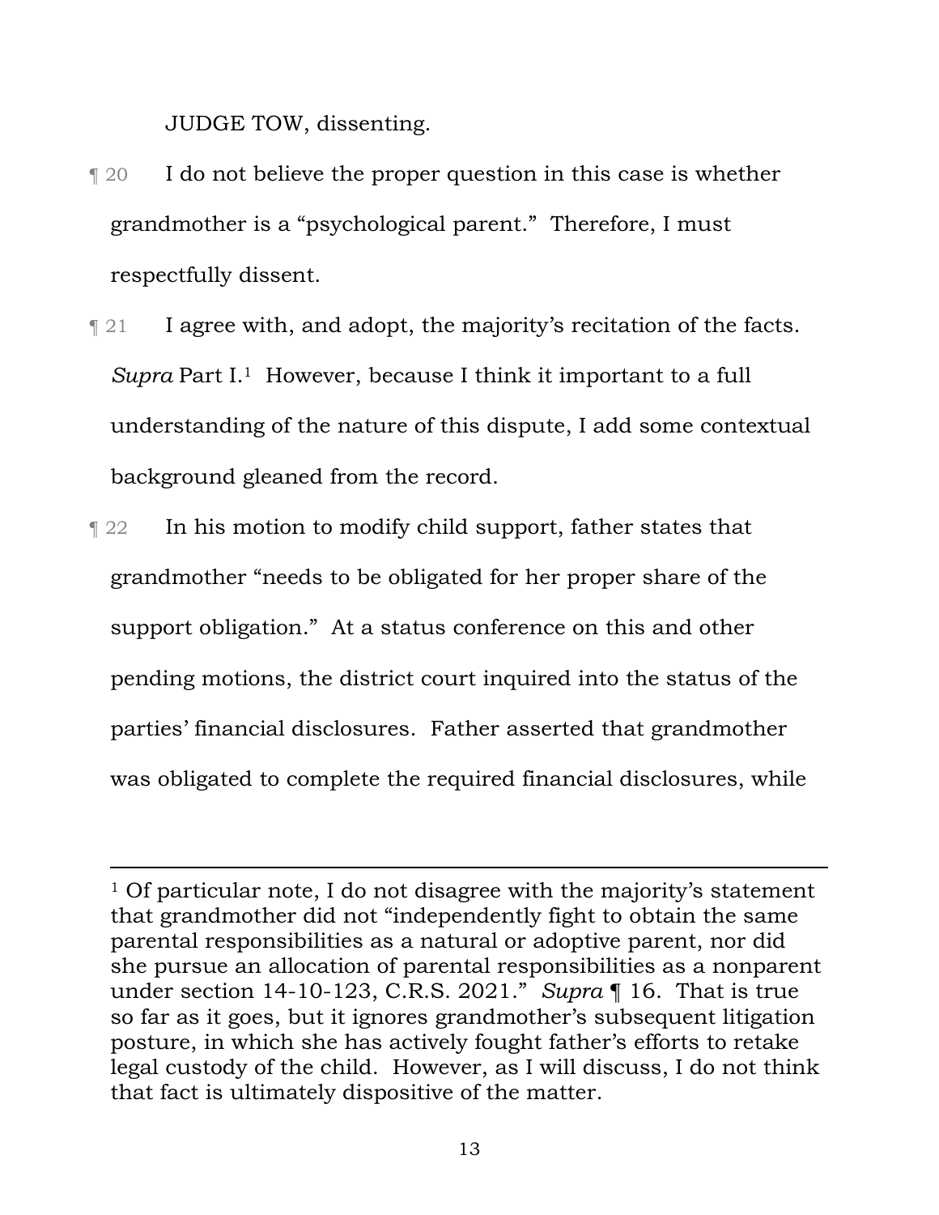JUDGE TOW, dissenting.

¶ 20 I do not believe the proper question in this case is whether grandmother is a "psychological parent." Therefore, I must respectfully dissent.

¶ 21 I agree with, and adopt, the majority's recitation of the facts. *Supra* Part I.[1] However, because I think it important to a full understanding of the nature of this dispute, I add some contextual background gleaned from the record.

¶ 22 In his motion to modify child support, father states that grandmother "needs to be obligated for her proper share of the support obligation." At a status conference on this and other pending motions, the district court inquired into the status of the parties' financial disclosures. Father asserted that grandmother was obligated to complete the required financial disclosures, while

---

[1] Of particular note, I do not disagree with the majority's statement that grandmother did not "independently fight to obtain the same parental responsibilities as a natural or adoptive parent, nor did she pursue an allocation of parental responsibilities as a nonparent under section 14-10-123, C.R.S. 2021." *Supra* ¶ 16. That is true so far as it goes, but it ignores grandmother's subsequent litigation posture, in which she has actively fought father's efforts to retake legal custody of the child. However, as I will discuss, I do not think that fact is ultimately dispositive of the matter.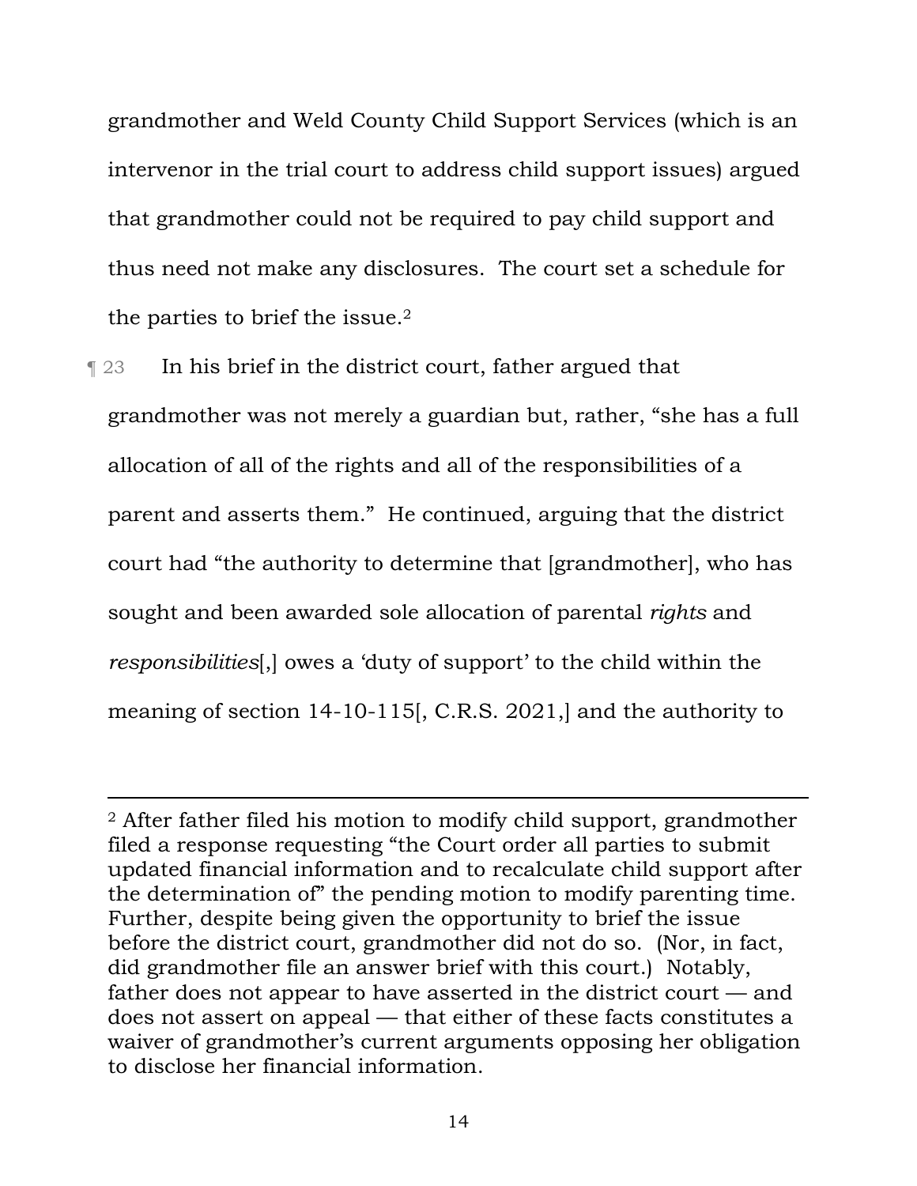grandmother and Weld County Child Support Services (which is an intervenor in the trial court to address child support issues) argued that grandmother could not be required to pay child support and thus need not make any disclosures. The court set a schedule for the parties to brief the issue.[2]

¶ 23 In his brief in the district court, father argued that grandmother was not merely a guardian but, rather, "she has a full allocation of all of the rights and all of the responsibilities of a parent and asserts them." He continued, arguing that the district court had "the authority to determine that [grandmother], who has sought and been awarded sole allocation of parental *rights* and *responsibilities*[,] owes a 'duty of support' to the child within the meaning of section 14-10-115[, C.R.S. 2021,] and the authority to

---

[2] After father filed his motion to modify child support, grandmother filed a response requesting "the Court order all parties to submit updated financial information and to recalculate child support after the determination of" the pending motion to modify parenting time. Further, despite being given the opportunity to brief the issue before the district court, grandmother did not do so. (Nor, in fact, did grandmother file an answer brief with this court.) Notably, father does not appear to have asserted in the district court — and does not assert on appeal — that either of these facts constitutes a waiver of grandmother's current arguments opposing her obligation to disclose her financial information.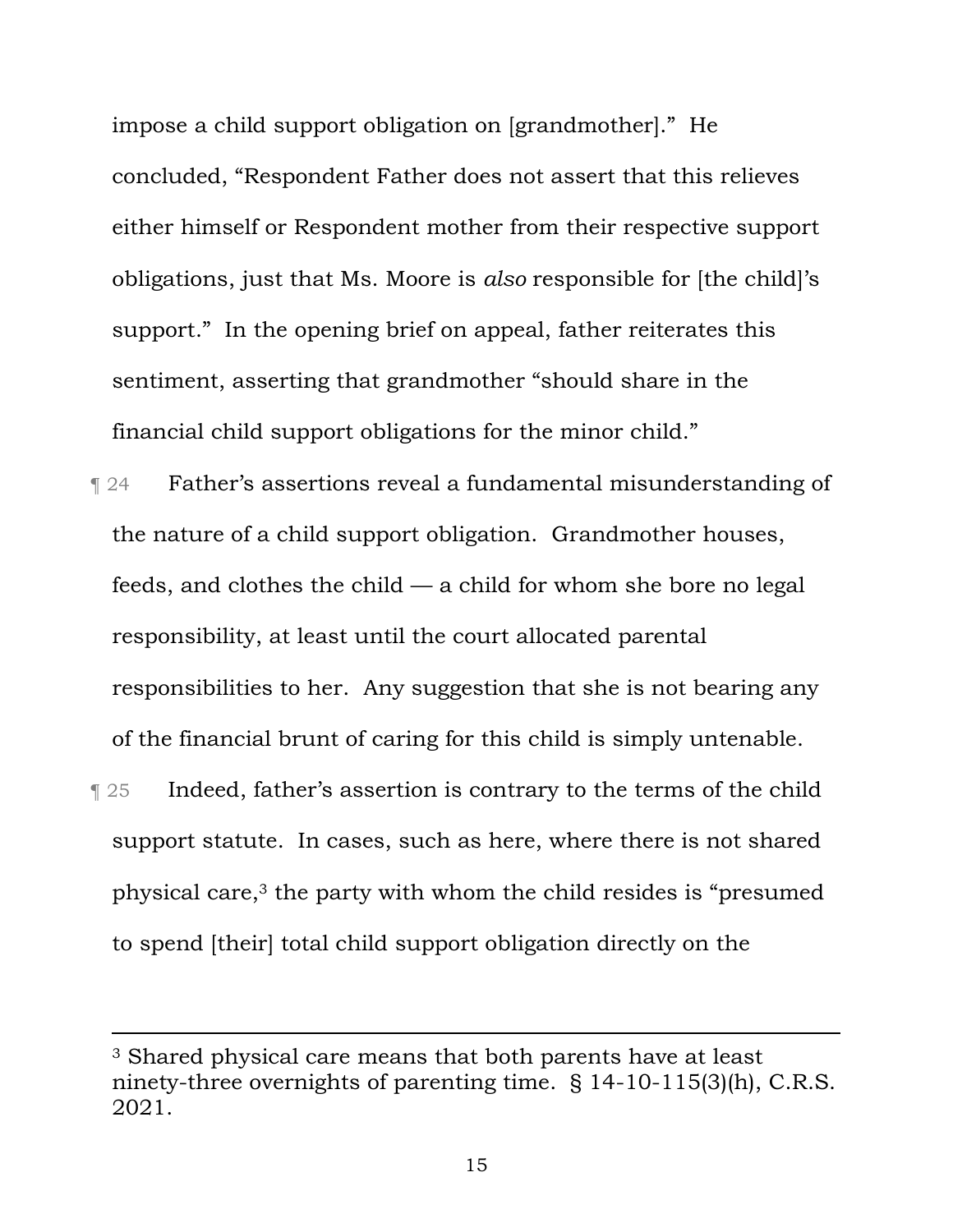impose a child support obligation on [grandmother]." He concluded, "Respondent Father does not assert that this relieves either himself or Respondent mother from their respective support obligations, just that Ms. Moore is *also* responsible for [the child]'s support." In the opening brief on appeal, father reiterates this sentiment, asserting that grandmother "should share in the financial child support obligations for the minor child."

¶ 24 Father's assertions reveal a fundamental misunderstanding of the nature of a child support obligation. Grandmother houses, feeds, and clothes the child — a child for whom she bore no legal responsibility, at least until the court allocated parental responsibilities to her. Any suggestion that she is not bearing any of the financial brunt of caring for this child is simply untenable.

¶ 25 Indeed, father's assertion is contrary to the terms of the child support statute. In cases, such as here, where there is not shared physical care,[3] the party with whom the child resides is "presumed to spend [their] total child support obligation directly on the

---

[3] Shared physical care means that both parents have at least ninety-three overnights of parenting time. § 14-10-115(3)(h), C.R.S. 2021.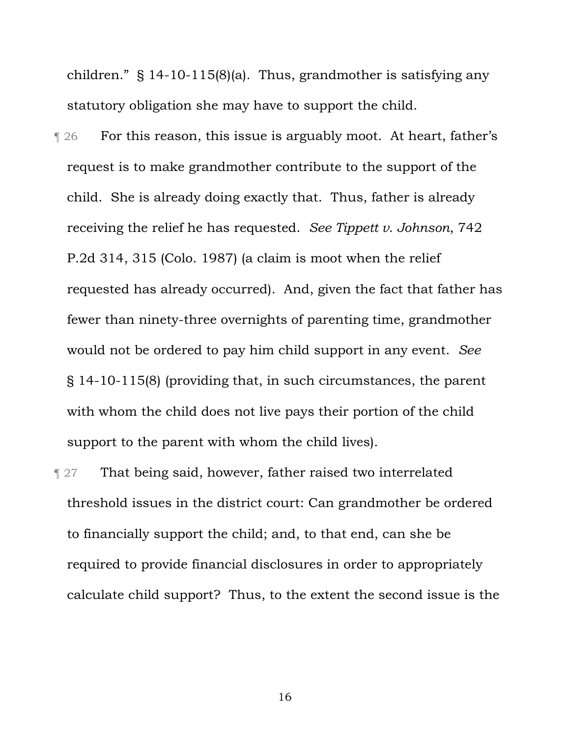children." § 14-10-115(8)(a). Thus, grandmother is satisfying any statutory obligation she may have to support the child.

¶ 26 For this reason, this issue is arguably moot. At heart, father's request is to make grandmother contribute to the support of the child. She is already doing exactly that. Thus, father is already receiving the relief he has requested. *See Tippett v. Johnson*, 742 P.2d 314, 315 (Colo. 1987) (a claim is moot when the relief requested has already occurred). And, given the fact that father has fewer than ninety-three overnights of parenting time, grandmother would not be ordered to pay him child support in any event. *See* § 14-10-115(8) (providing that, in such circumstances, the parent with whom the child does not live pays their portion of the child support to the parent with whom the child lives).

¶ 27 That being said, however, father raised two interrelated threshold issues in the district court: Can grandmother be ordered to financially support the child; and, to that end, can she be required to provide financial disclosures in order to appropriately calculate child support? Thus, to the extent the second issue is the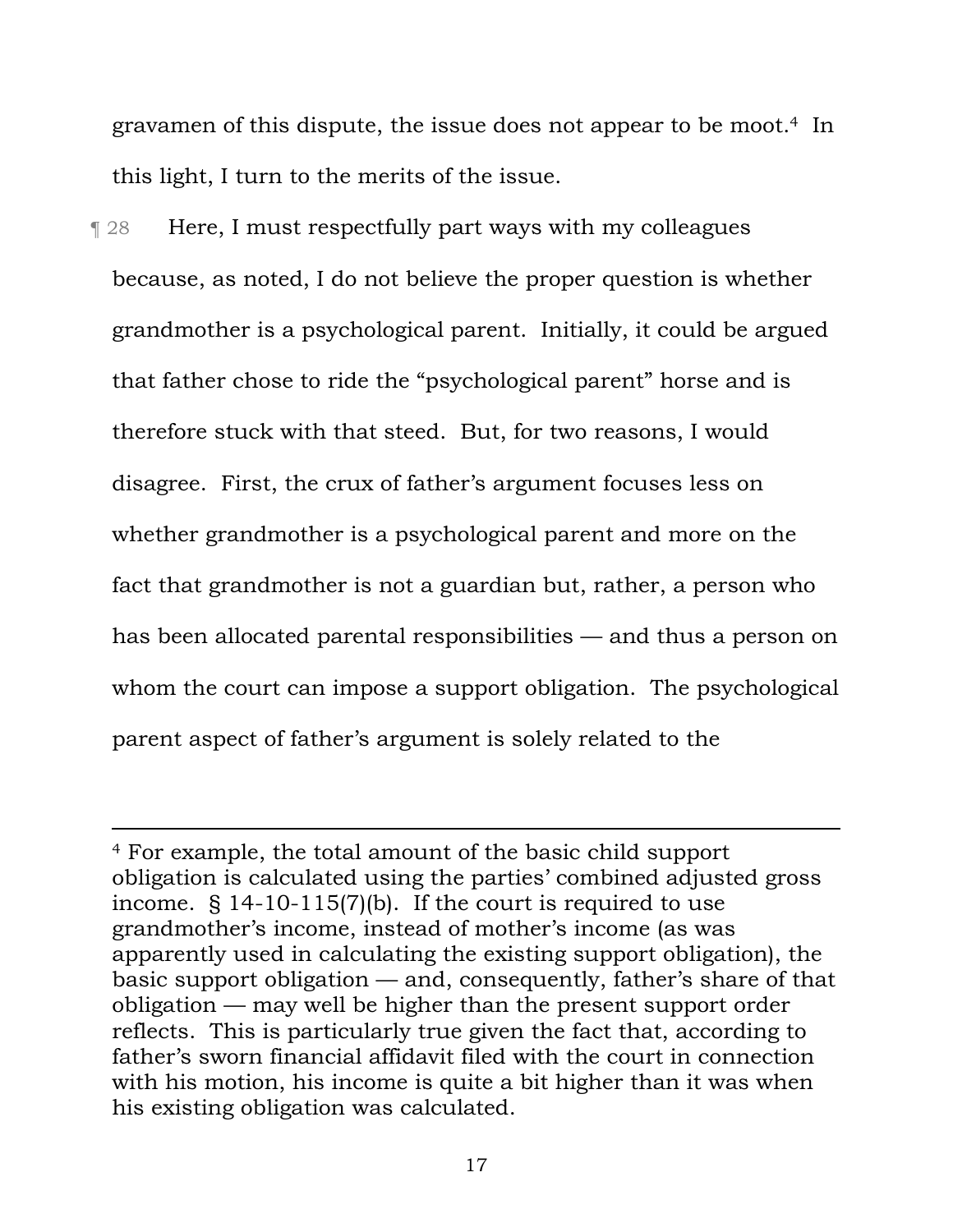gravamen of this dispute, the issue does not appear to be moot.[4] In this light, I turn to the merits of the issue.

¶ 28 Here, I must respectfully part ways with my colleagues because, as noted, I do not believe the proper question is whether grandmother is a psychological parent. Initially, it could be argued that father chose to ride the "psychological parent" horse and is therefore stuck with that steed. But, for two reasons, I would disagree. First, the crux of father's argument focuses less on whether grandmother is a psychological parent and more on the fact that grandmother is not a guardian but, rather, a person who has been allocated parental responsibilities — and thus a person on whom the court can impose a support obligation. The psychological parent aspect of father's argument is solely related to the

---

[4] For example, the total amount of the basic child support obligation is calculated using the parties' combined adjusted gross income. § 14-10-115(7)(b). If the court is required to use grandmother's income, instead of mother's income (as was apparently used in calculating the existing support obligation), the basic support obligation — and, consequently, father's share of that obligation — may well be higher than the present support order reflects. This is particularly true given the fact that, according to father's sworn financial affidavit filed with the court in connection with his motion, his income is quite a bit higher than it was when his existing obligation was calculated.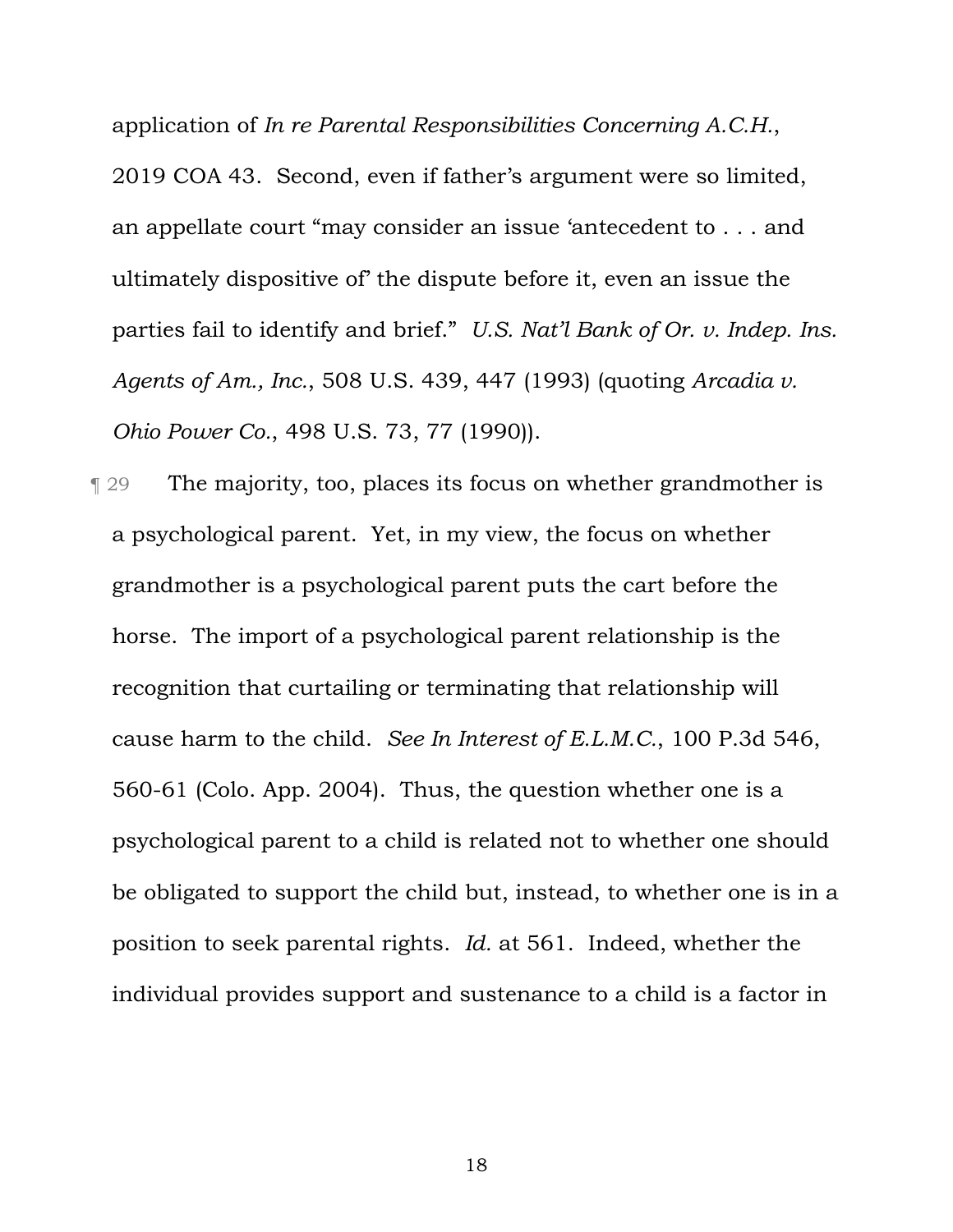application of *In re Parental Responsibilities Concerning A.C.H.*, 2019 COA 43. Second, even if father's argument were so limited, an appellate court "may consider an issue 'antecedent to . . . and ultimately dispositive of' the dispute before it, even an issue the parties fail to identify and brief." *U.S. Nat'l Bank of Or. v. Indep. Ins. Agents of Am., Inc.*, 508 U.S. 439, 447 (1993) (quoting *Arcadia v. Ohio Power Co.*, 498 U.S. 73, 77 (1990)).

¶ 29 The majority, too, places its focus on whether grandmother is a psychological parent. Yet, in my view, the focus on whether grandmother is a psychological parent puts the cart before the horse. The import of a psychological parent relationship is the recognition that curtailing or terminating that relationship will cause harm to the child. *See In Interest of E.L.M.C.*, 100 P.3d 546, 560-61 (Colo. App. 2004). Thus, the question whether one is a psychological parent to a child is related not to whether one should be obligated to support the child but, instead, to whether one is in a position to seek parental rights. *Id.* at 561. Indeed, whether the individual provides support and sustenance to a child is a factor in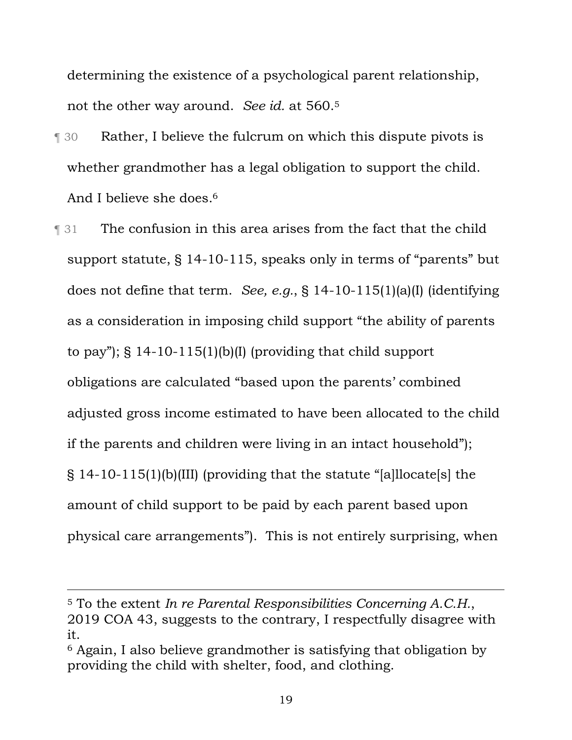determining the existence of a psychological parent relationship, not the other way around. *See id.* at 560.[5]

¶ 30 Rather, I believe the fulcrum on which this dispute pivots is whether grandmother has a legal obligation to support the child. And I believe she does.[6]

¶ 31 The confusion in this area arises from the fact that the child support statute, § 14-10-115, speaks only in terms of "parents" but does not define that term. *See, e.g.*, § 14-10-115(1)(a)(I) (identifying as a consideration in imposing child support "the ability of parents to pay"); § 14-10-115(1)(b)(I) (providing that child support obligations are calculated "based upon the parents' combined adjusted gross income estimated to have been allocated to the child if the parents and children were living in an intact household"); § 14-10-115(1)(b)(III) (providing that the statute "[a]llocate[s] the amount of child support to be paid by each parent based upon physical care arrangements"). This is not entirely surprising, when

---

[5] To the extent *In re Parental Responsibilities Concerning A.C.H.*, 2019 COA 43, suggests to the contrary, I respectfully disagree with it.

[6] Again, I also believe grandmother is satisfying that obligation by providing the child with shelter, food, and clothing.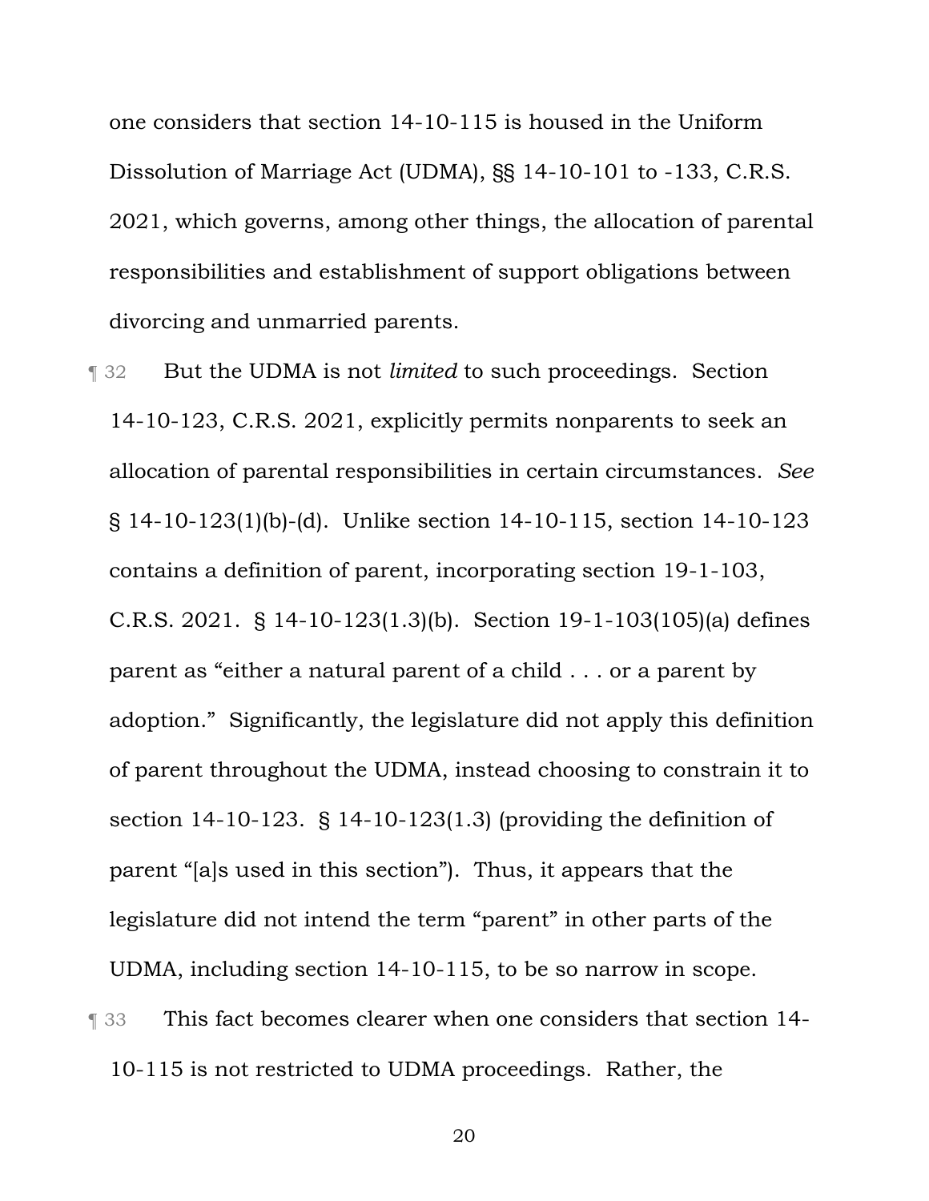one considers that section 14-10-115 is housed in the Uniform Dissolution of Marriage Act (UDMA), §§ 14-10-101 to -133, C.R.S. 2021, which governs, among other things, the allocation of parental responsibilities and establishment of support obligations between divorcing and unmarried parents.

¶ 32 But the UDMA is not *limited* to such proceedings. Section 14-10-123, C.R.S. 2021, explicitly permits nonparents to seek an allocation of parental responsibilities in certain circumstances. *See* § 14-10-123(1)(b)-(d). Unlike section 14-10-115, section 14-10-123 contains a definition of parent, incorporating section 19-1-103, C.R.S. 2021. § 14-10-123(1.3)(b). Section 19-1-103(105)(a) defines parent as "either a natural parent of a child . . . or a parent by adoption." Significantly, the legislature did not apply this definition of parent throughout the UDMA, instead choosing to constrain it to section 14-10-123. § 14-10-123(1.3) (providing the definition of parent "[a]s used in this section"). Thus, it appears that the legislature did not intend the term "parent" in other parts of the UDMA, including section 14-10-115, to be so narrow in scope.

¶ 33 This fact becomes clearer when one considers that section 14-10-115 is not restricted to UDMA proceedings. Rather, the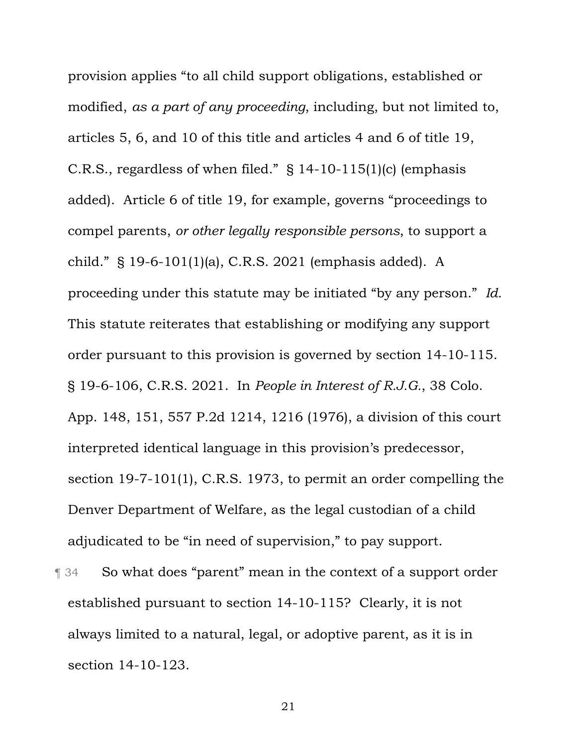provision applies "to all child support obligations, established or modified, *as a part of any proceeding*, including, but not limited to, articles 5, 6, and 10 of this title and articles 4 and 6 of title 19, C.R.S., regardless of when filed." § 14-10-115(1)(c) (emphasis added). Article 6 of title 19, for example, governs "proceedings to compel parents, *or other legally responsible persons*, to support a child." § 19-6-101(1)(a), C.R.S. 2021 (emphasis added). A proceeding under this statute may be initiated "by any person." *Id.* This statute reiterates that establishing or modifying any support order pursuant to this provision is governed by section 14-10-115. § 19-6-106, C.R.S. 2021. In *People in Interest of R.J.G.*, 38 Colo. App. 148, 151, 557 P.2d 1214, 1216 (1976), a division of this court interpreted identical language in this provision's predecessor, section 19-7-101(1), C.R.S. 1973, to permit an order compelling the Denver Department of Welfare, as the legal custodian of a child adjudicated to be "in need of supervision," to pay support.

¶ 34 So what does "parent" mean in the context of a support order established pursuant to section 14-10-115? Clearly, it is not always limited to a natural, legal, or adoptive parent, as it is in section 14-10-123.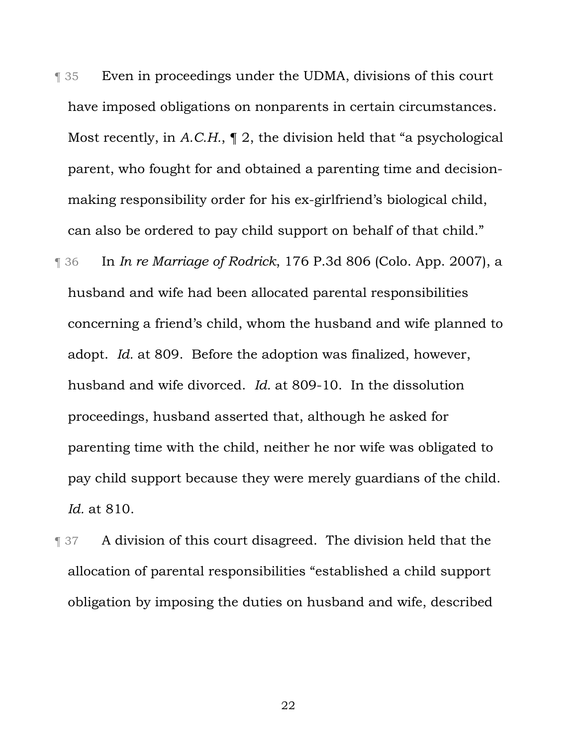¶ 35 Even in proceedings under the UDMA, divisions of this court have imposed obligations on nonparents in certain circumstances. Most recently, in *A.C.H.*, ¶ 2, the division held that "a psychological parent, who fought for and obtained a parenting time and decision-making responsibility order for his ex-girlfriend's biological child, can also be ordered to pay child support on behalf of that child."

¶ 36 In *In re Marriage of Rodrick*, 176 P.3d 806 (Colo. App. 2007), a husband and wife had been allocated parental responsibilities concerning a friend's child, whom the husband and wife planned to adopt. *Id.* at 809. Before the adoption was finalized, however, husband and wife divorced. *Id.* at 809-10. In the dissolution proceedings, husband asserted that, although he asked for parenting time with the child, neither he nor wife was obligated to pay child support because they were merely guardians of the child. *Id.* at 810.

¶ 37 A division of this court disagreed. The division held that the allocation of parental responsibilities "established a child support obligation by imposing the duties on husband and wife, described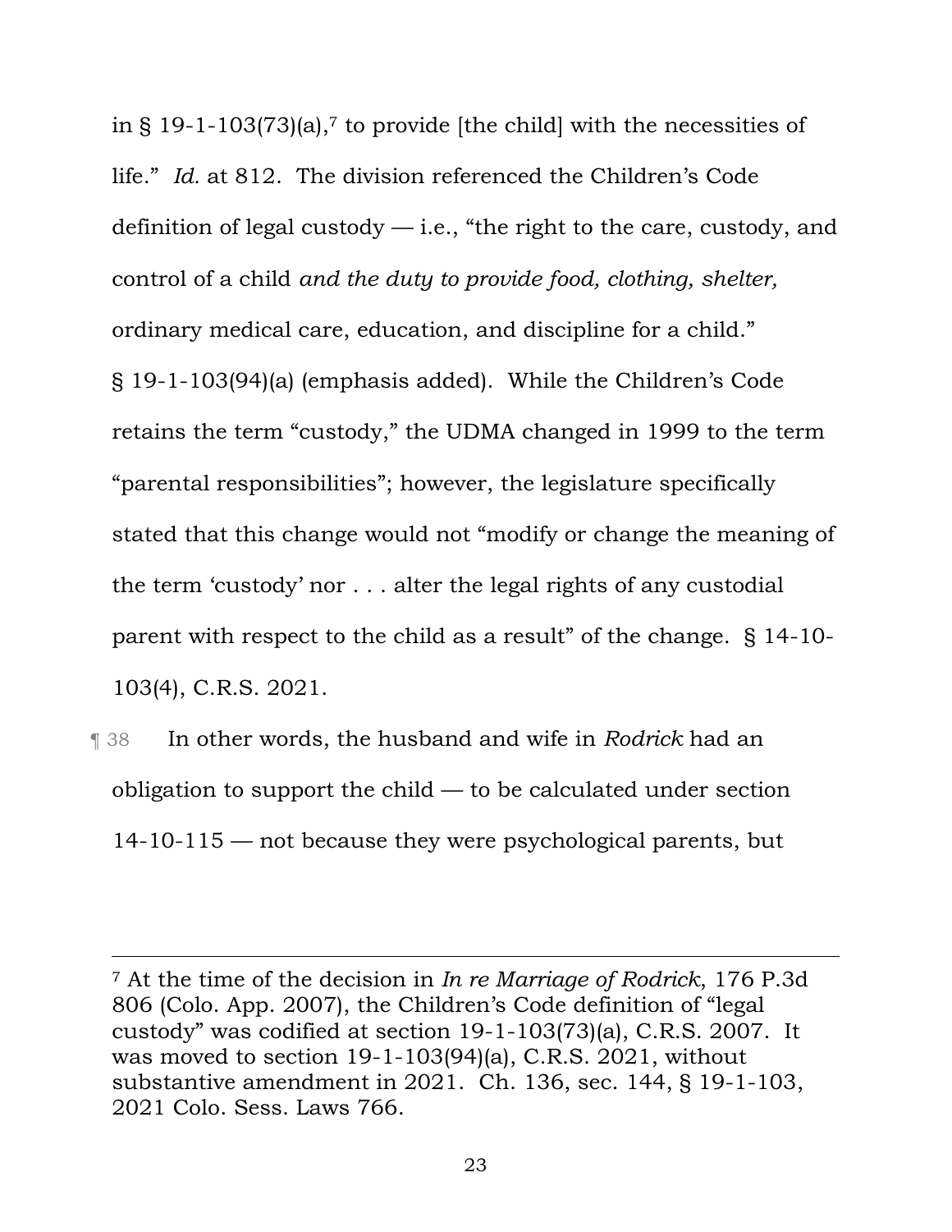in § 19-1-103(73)(a),[7] to provide [the child] with the necessities of life." *Id.* at 812. The division referenced the Children's Code definition of legal custody — i.e., "the right to the care, custody, and control of a child *and the duty to provide food, clothing, shelter,* ordinary medical care, education, and discipline for a child." § 19-1-103(94)(a) (emphasis added). While the Children's Code retains the term "custody," the UDMA changed in 1999 to the term "parental responsibilities"; however, the legislature specifically stated that this change would not "modify or change the meaning of the term 'custody' nor . . . alter the legal rights of any custodial parent with respect to the child as a result" of the change. § 14-10-103(4), C.R.S. 2021.

¶ 38 In other words, the husband and wife in *Rodrick* had an obligation to support the child — to be calculated under section 14-10-115 — not because they were psychological parents, but

---

[7] At the time of the decision in *In re Marriage of Rodrick*, 176 P.3d 806 (Colo. App. 2007), the Children's Code definition of "legal custody" was codified at section 19-1-103(73)(a), C.R.S. 2007. It was moved to section 19-1-103(94)(a), C.R.S. 2021, without substantive amendment in 2021. Ch. 136, sec. 144, § 19-1-103, 2021 Colo. Sess. Laws 766.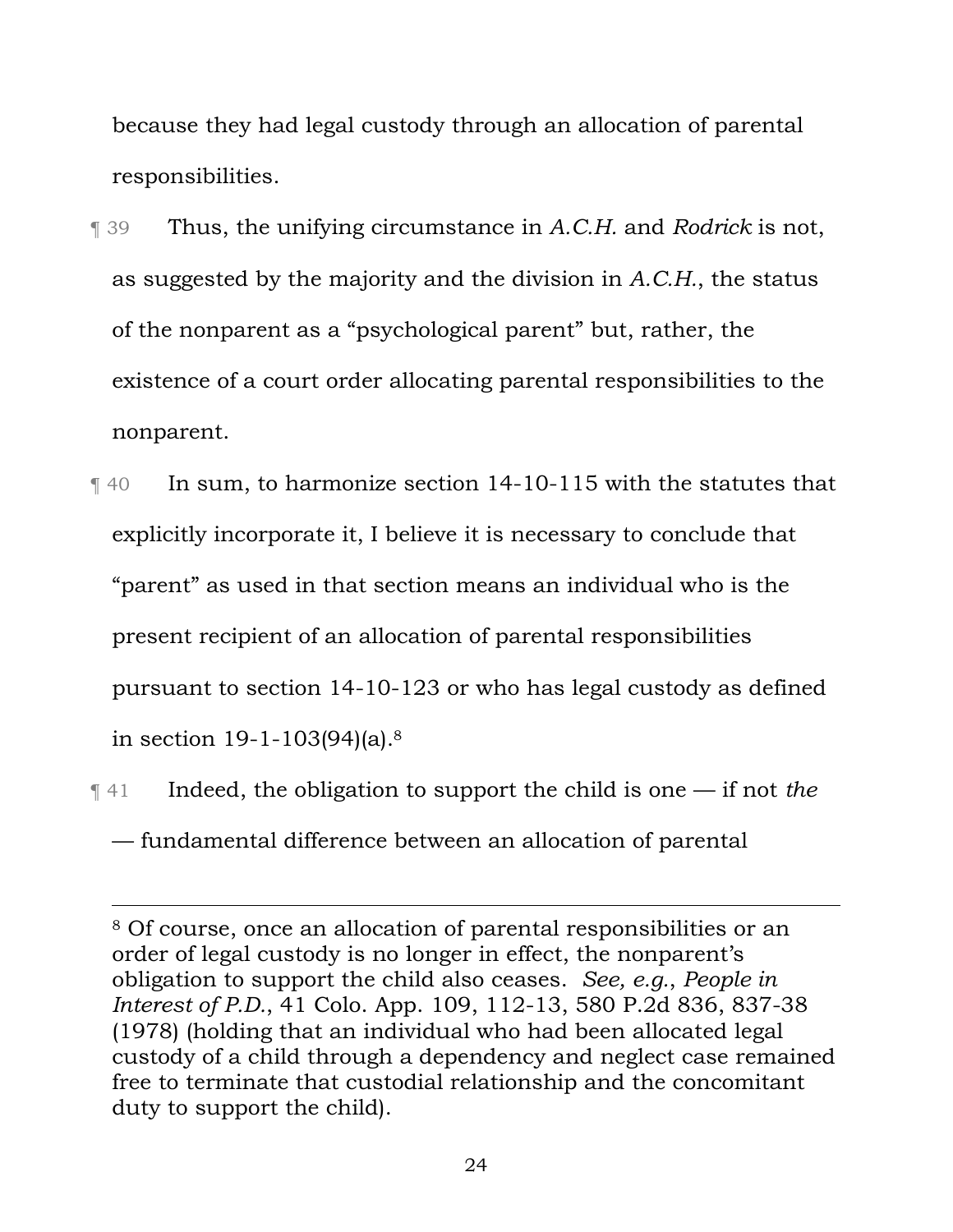because they had legal custody through an allocation of parental responsibilities.

¶ 39 Thus, the unifying circumstance in *A.C.H.* and *Rodrick* is not, as suggested by the majority and the division in *A.C.H.*, the status of the nonparent as a "psychological parent" but, rather, the existence of a court order allocating parental responsibilities to the nonparent.

¶ 40 In sum, to harmonize section 14-10-115 with the statutes that explicitly incorporate it, I believe it is necessary to conclude that "parent" as used in that section means an individual who is the present recipient of an allocation of parental responsibilities pursuant to section 14-10-123 or who has legal custody as defined in section 19-1-103(94)(a).[8]

¶ 41 Indeed, the obligation to support the child is one — if not *the* — fundamental difference between an allocation of parental

---

[8] Of course, once an allocation of parental responsibilities or an order of legal custody is no longer in effect, the nonparent's obligation to support the child also ceases. *See, e.g.*, *People in Interest of P.D.*, 41 Colo. App. 109, 112-13, 580 P.2d 836, 837-38 (1978) (holding that an individual who had been allocated legal custody of a child through a dependency and neglect case remained free to terminate that custodial relationship and the concomitant duty to support the child).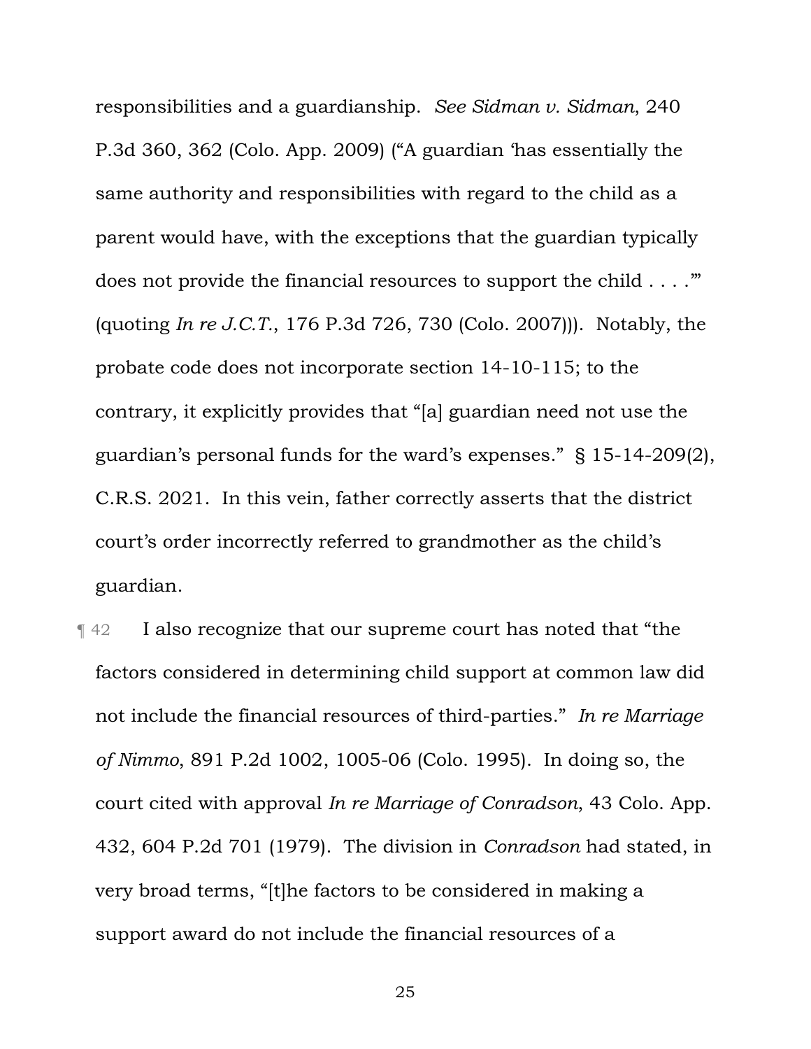responsibilities and a guardianship. *See Sidman v. Sidman*, 240 P.3d 360, 362 (Colo. App. 2009) ("A guardian 'has essentially the same authority and responsibilities with regard to the child as a parent would have, with the exceptions that the guardian typically does not provide the financial resources to support the child . . . .'" (quoting *In re J.C.T.*, 176 P.3d 726, 730 (Colo. 2007))). Notably, the probate code does not incorporate section 14-10-115; to the contrary, it explicitly provides that "[a] guardian need not use the guardian's personal funds for the ward's expenses." § 15-14-209(2), C.R.S. 2021. In this vein, father correctly asserts that the district court's order incorrectly referred to grandmother as the child's guardian.

¶ 42 I also recognize that our supreme court has noted that "the factors considered in determining child support at common law did not include the financial resources of third-parties." *In re Marriage of Nimmo*, 891 P.2d 1002, 1005-06 (Colo. 1995). In doing so, the court cited with approval *In re Marriage of Conradson*, 43 Colo. App. 432, 604 P.2d 701 (1979). The division in *Conradson* had stated, in very broad terms, "[t]he factors to be considered in making a support award do not include the financial resources of a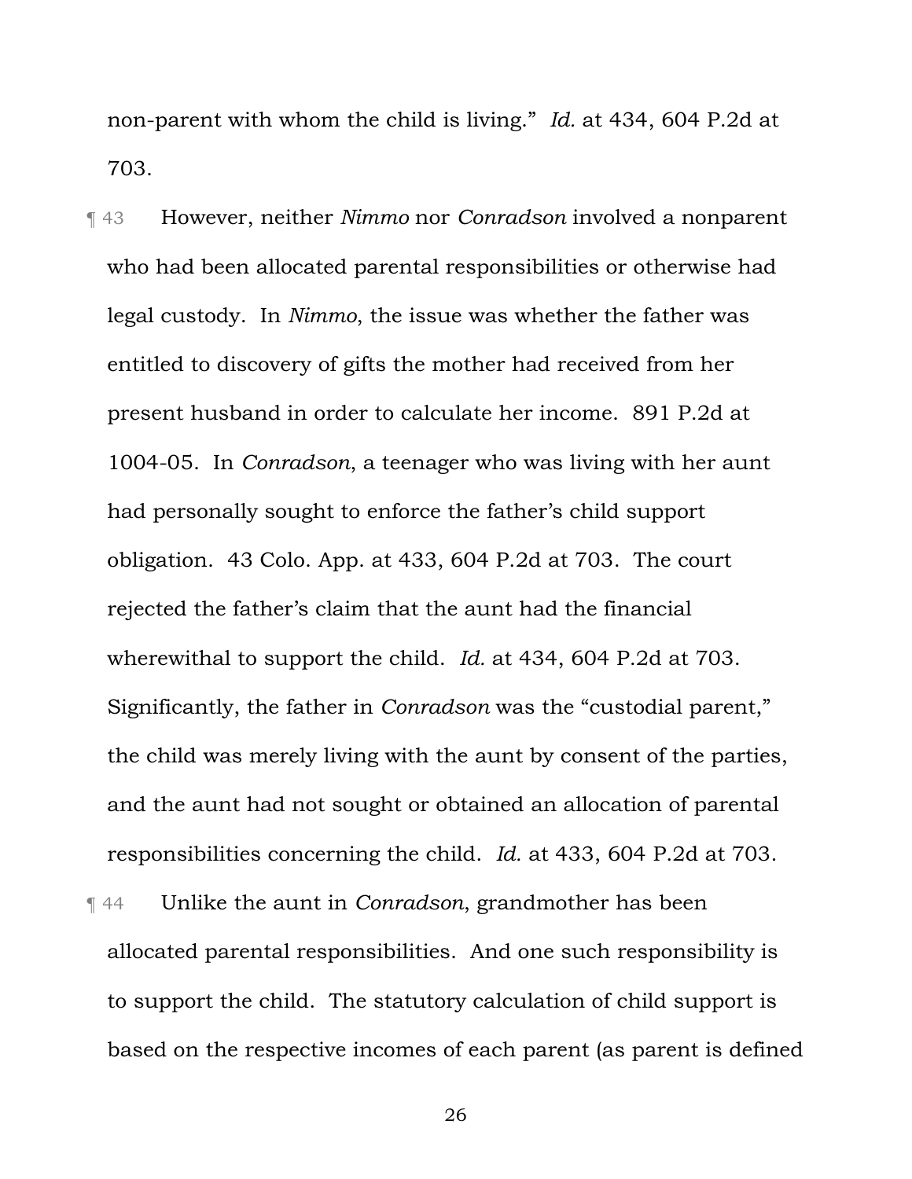non-parent with whom the child is living." *Id.* at 434, 604 P.2d at 703.

¶ 43 However, neither *Nimmo* nor *Conradson* involved a nonparent who had been allocated parental responsibilities or otherwise had legal custody. In *Nimmo*, the issue was whether the father was entitled to discovery of gifts the mother had received from her present husband in order to calculate her income. 891 P.2d at 1004-05. In *Conradson*, a teenager who was living with her aunt had personally sought to enforce the father's child support obligation. 43 Colo. App. at 433, 604 P.2d at 703. The court rejected the father's claim that the aunt had the financial wherewithal to support the child. *Id.* at 434, 604 P.2d at 703. Significantly, the father in *Conradson* was the "custodial parent," the child was merely living with the aunt by consent of the parties, and the aunt had not sought or obtained an allocation of parental responsibilities concerning the child. *Id.* at 433, 604 P.2d at 703.

¶ 44 Unlike the aunt in *Conradson*, grandmother has been allocated parental responsibilities. And one such responsibility is to support the child. The statutory calculation of child support is based on the respective incomes of each parent (as parent is defined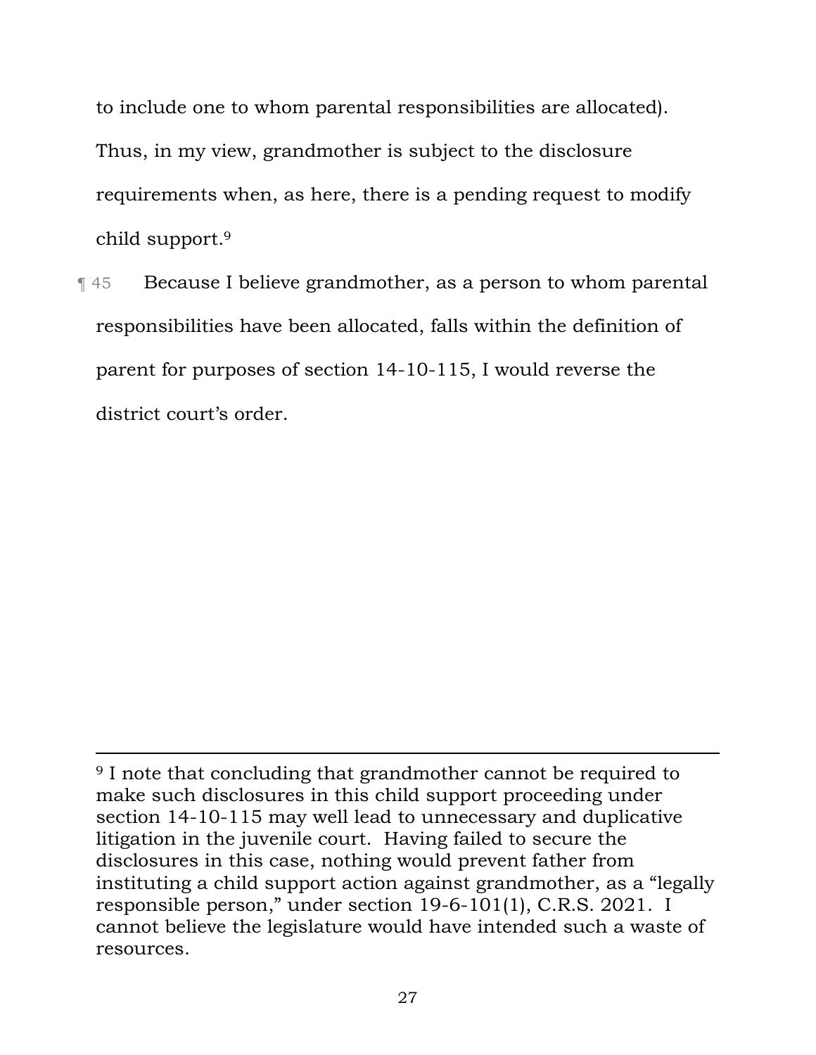to include one to whom parental responsibilities are allocated). Thus, in my view, grandmother is subject to the disclosure requirements when, as here, there is a pending request to modify child support.[9]

¶ 45 Because I believe grandmother, as a person to whom parental responsibilities have been allocated, falls within the definition of parent for purposes of section 14-10-115, I would reverse the district court's order.

---

[9] I note that concluding that grandmother cannot be required to make such disclosures in this child support proceeding under section 14-10-115 may well lead to unnecessary and duplicative litigation in the juvenile court. Having failed to secure the disclosures in this case, nothing would prevent father from instituting a child support action against grandmother, as a "legally responsible person," under section 19-6-101(1), C.R.S. 2021. I cannot believe the legislature would have intended such a waste of resources.